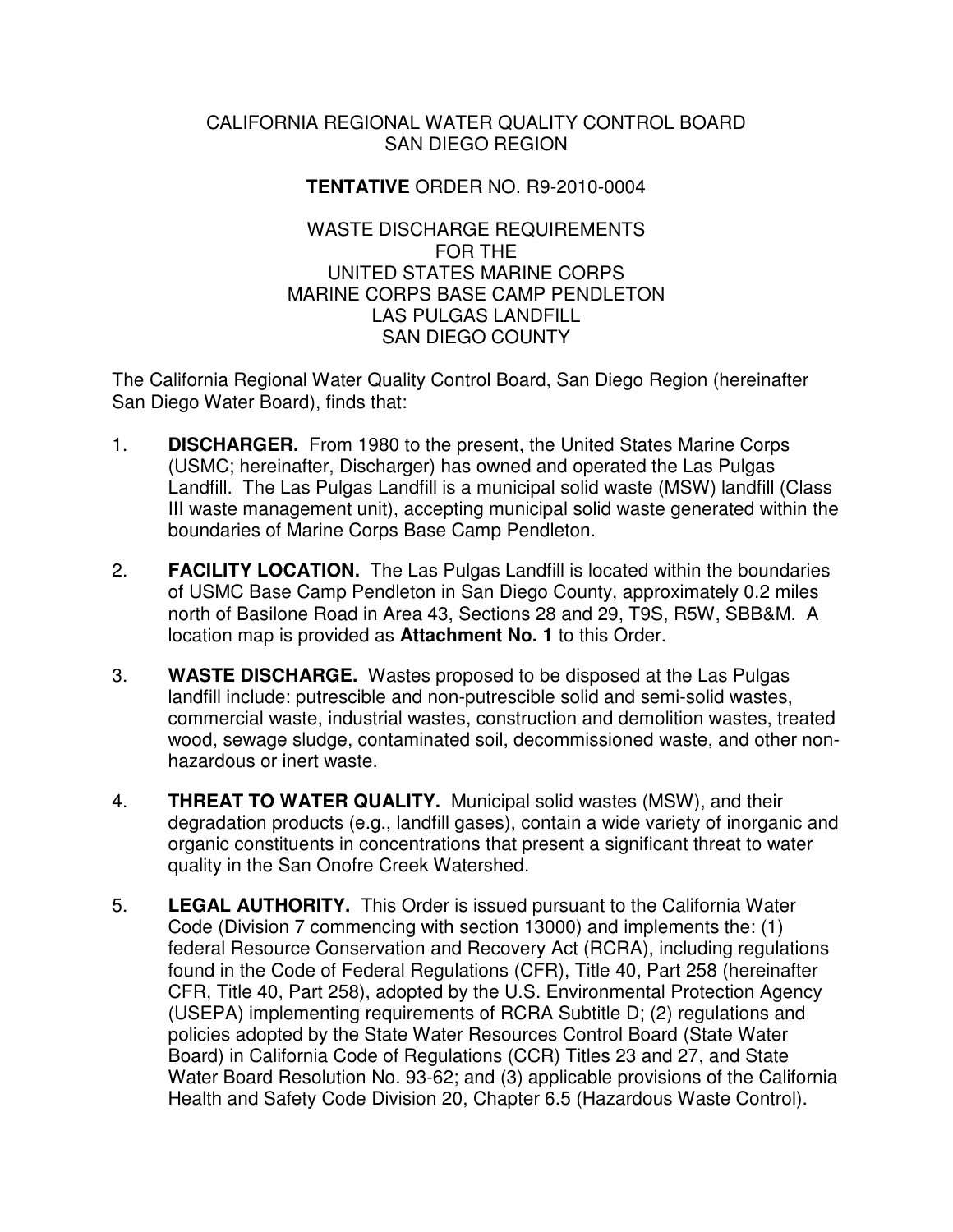# CALIFORNIA REGIONAL WATER QUALITY CONTROL BOARD
# SAN DIEGO REGION

## **TENTATIVE** ORDER NO. R9-2010-0004

## WASTE DISCHARGE REQUIREMENTS FOR THE UNITED STATES MARINE CORPS MARINE CORPS BASE CAMP PENDLETON LAS PULGAS LANDFILL SAN DIEGO COUNTY

The California Regional Water Quality Control Board, San Diego Region (hereinafter San Diego Water Board), finds that:

1. **DISCHARGER.** From 1980 to the present, the United States Marine Corps (USMC; hereinafter, Discharger) has owned and operated the Las Pulgas Landfill. The Las Pulgas Landfill is a municipal solid waste (MSW) landfill (Class III waste management unit), accepting municipal solid waste generated within the boundaries of Marine Corps Base Camp Pendleton.

2. **FACILITY LOCATION.** The Las Pulgas Landfill is located within the boundaries of USMC Base Camp Pendleton in San Diego County, approximately 0.2 miles north of Basilone Road in Area 43, Sections 28 and 29, T9S, R5W, SBB&M. A location map is provided as **Attachment No. 1** to this Order.

3. **WASTE DISCHARGE.** Wastes proposed to be disposed at the Las Pulgas landfill include: putrescible and non-putrescible solid and semi-solid wastes, commercial waste, industrial wastes, construction and demolition wastes, treated wood, sewage sludge, contaminated soil, decommissioned waste, and other non-hazardous or inert waste.

4. **THREAT TO WATER QUALITY.** Municipal solid wastes (MSW), and their degradation products (e.g., landfill gases), contain a wide variety of inorganic and organic constituents in concentrations that present a significant threat to water quality in the San Onofre Creek Watershed.

5. **LEGAL AUTHORITY.** This Order is issued pursuant to the California Water Code (Division 7 commencing with section 13000) and implements the: (1) federal Resource Conservation and Recovery Act (RCRA), including regulations found in the Code of Federal Regulations (CFR), Title 40, Part 258 (hereinafter CFR, Title 40, Part 258), adopted by the U.S. Environmental Protection Agency (USEPA) implementing requirements of RCRA Subtitle D; (2) regulations and policies adopted by the State Water Resources Control Board (State Water Board) in California Code of Regulations (CCR) Titles 23 and 27, and State Water Board Resolution No. 93-62; and (3) applicable provisions of the California Health and Safety Code Division 20, Chapter 6.5 (Hazardous Waste Control).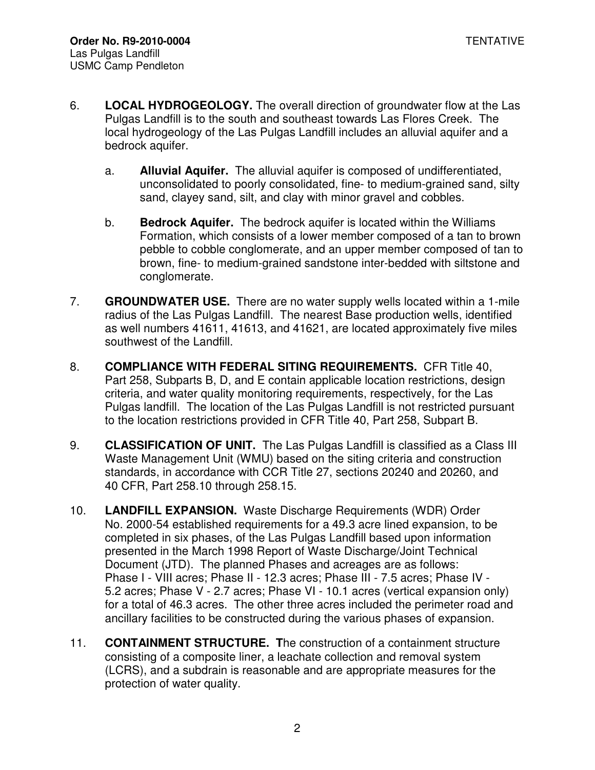6. **LOCAL HYDROGEOLOGY.** The overall direction of groundwater flow at the Las Pulgas Landfill is to the south and southeast towards Las Flores Creek. The local hydrogeology of the Las Pulgas Landfill includes an alluvial aquifer and a bedrock aquifer.

   a. **Alluvial Aquifer.** The alluvial aquifer is composed of undifferentiated, unconsolidated to poorly consolidated, fine- to medium-grained sand, silty sand, clayey sand, silt, and clay with minor gravel and cobbles.

   b. **Bedrock Aquifer.** The bedrock aquifer is located within the Williams Formation, which consists of a lower member composed of a tan to brown pebble to cobble conglomerate, and an upper member composed of tan to brown, fine- to medium-grained sandstone inter-bedded with siltstone and conglomerate.

7. **GROUNDWATER USE.** There are no water supply wells located within a 1-mile radius of the Las Pulgas Landfill. The nearest Base production wells, identified as well numbers 41611, 41613, and 41621, are located approximately five miles southwest of the Landfill.

8. **COMPLIANCE WITH FEDERAL SITING REQUIREMENTS.** CFR Title 40, Part 258, Subparts B, D, and E contain applicable location restrictions, design criteria, and water quality monitoring requirements, respectively, for the Las Pulgas landfill. The location of the Las Pulgas Landfill is not restricted pursuant to the location restrictions provided in CFR Title 40, Part 258, Subpart B.

9. **CLASSIFICATION OF UNIT.** The Las Pulgas Landfill is classified as a Class III Waste Management Unit (WMU) based on the siting criteria and construction standards, in accordance with CCR Title 27, sections 20240 and 20260, and 40 CFR, Part 258.10 through 258.15.

10. **LANDFILL EXPANSION.** Waste Discharge Requirements (WDR) Order No. 2000-54 established requirements for a 49.3 acre lined expansion, to be completed in six phases, of the Las Pulgas Landfill based upon information presented in the March 1998 Report of Waste Discharge/Joint Technical Document (JTD). The planned Phases and acreages are as follows: Phase I - VIII acres; Phase II - 12.3 acres; Phase III - 7.5 acres; Phase IV - 5.2 acres; Phase V - 2.7 acres; Phase VI - 10.1 acres (vertical expansion only) for a total of 46.3 acres. The other three acres included the perimeter road and ancillary facilities to be constructed during the various phases of expansion.

11. **CONTAINMENT STRUCTURE. T**he construction of a containment structure consisting of a composite liner, a leachate collection and removal system (LCRS), and a subdrain is reasonable and are appropriate measures for the protection of water quality.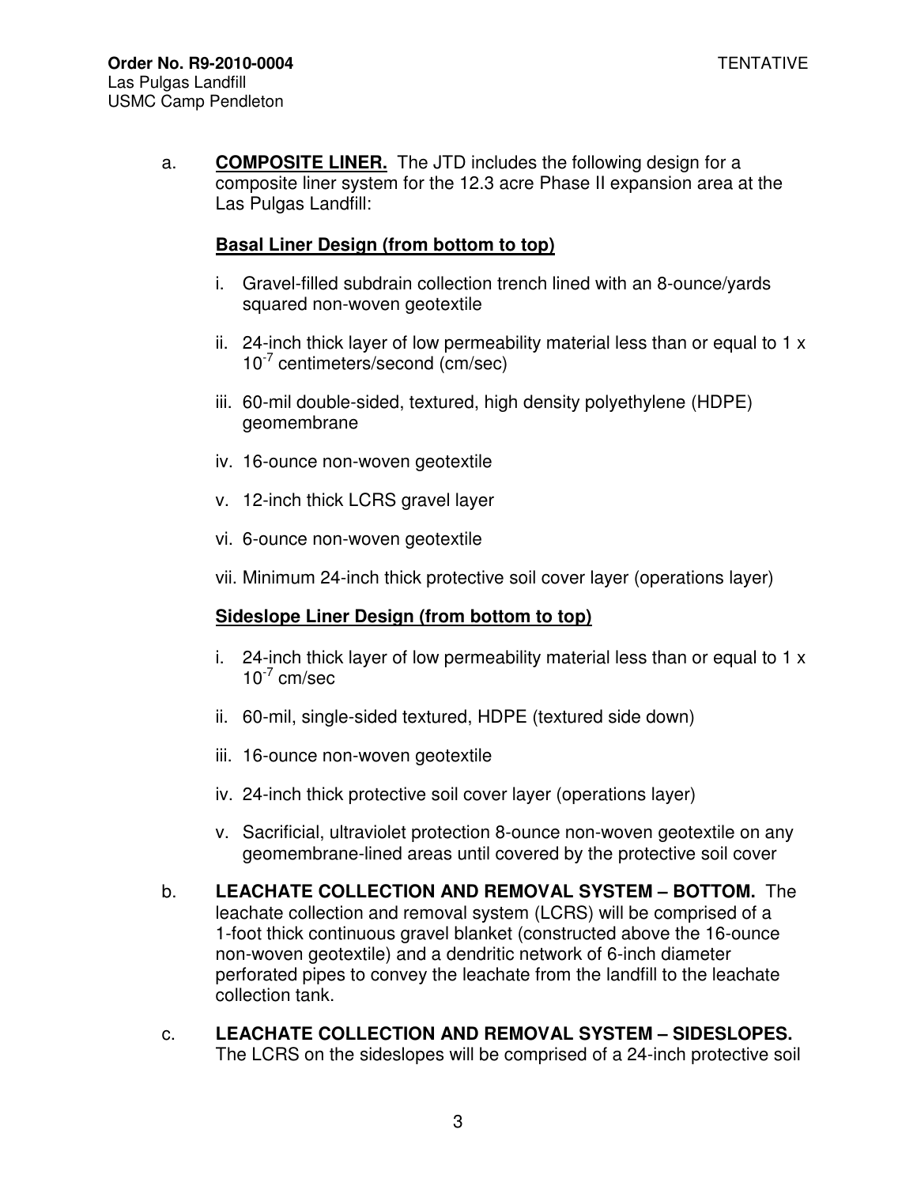a. **COMPOSITE LINER.** The JTD includes the following design for a composite liner system for the 12.3 acre Phase II expansion area at the Las Pulgas Landfill:

**Basal Liner Design (from bottom to top)**

i. Gravel-filled subdrain collection trench lined with an 8-ounce/yards squared non-woven geotextile

ii. 24-inch thick layer of low permeability material less than or equal to 1 x $10^{-7}$ centimeters/second (cm/sec)

iii. 60-mil double-sided, textured, high density polyethylene (HDPE) geomembrane

iv. 16-ounce non-woven geotextile

v. 12-inch thick LCRS gravel layer

vi. 6-ounce non-woven geotextile

vii. Minimum 24-inch thick protective soil cover layer (operations layer)

**Sideslope Liner Design (from bottom to top)**

i. 24-inch thick layer of low permeability material less than or equal to 1 x $10^{-7}$ cm/sec

ii. 60-mil, single-sided textured, HDPE (textured side down)

iii. 16-ounce non-woven geotextile

iv. 24-inch thick protective soil cover layer (operations layer)

v. Sacrificial, ultraviolet protection 8-ounce non-woven geotextile on any geomembrane-lined areas until covered by the protective soil cover

b. **LEACHATE COLLECTION AND REMOVAL SYSTEM – BOTTOM.** The leachate collection and removal system (LCRS) will be comprised of a 1-foot thick continuous gravel blanket (constructed above the 16-ounce non-woven geotextile) and a dendritic network of 6-inch diameter perforated pipes to convey the leachate from the landfill to the leachate collection tank.

c. **LEACHATE COLLECTION AND REMOVAL SYSTEM – SIDESLOPES.** The LCRS on the sideslopes will be comprised of a 24-inch protective soil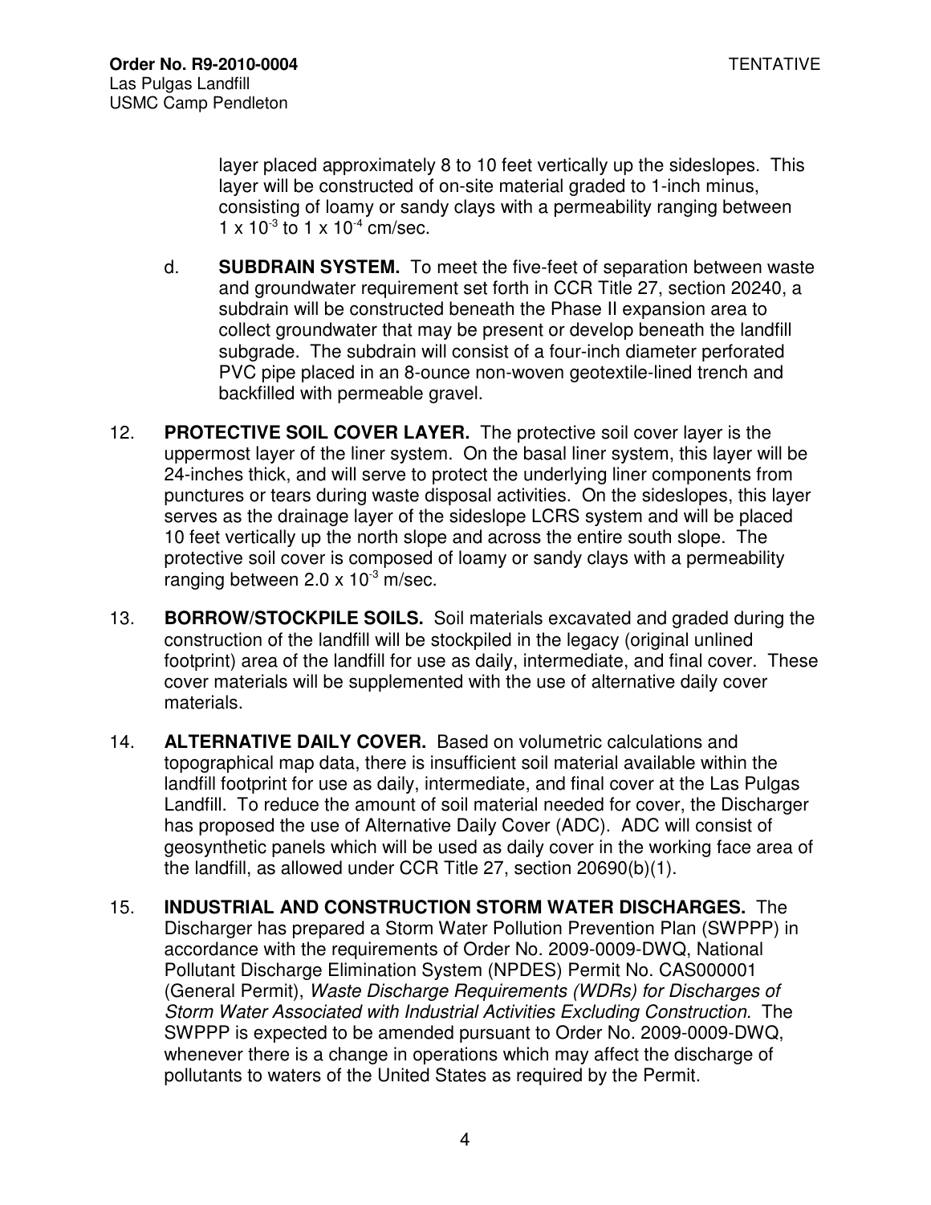layer placed approximately 8 to 10 feet vertically up the sideslopes. This layer will be constructed of on-site material graded to 1-inch minus, consisting of loamy or sandy clays with a permeability ranging between $1 \times 10^{-3}$ to $1 \times 10^{-4}$ cm/sec.

d. **SUBDRAIN SYSTEM.** To meet the five-feet of separation between waste and groundwater requirement set forth in CCR Title 27, section 20240, a subdrain will be constructed beneath the Phase II expansion area to collect groundwater that may be present or develop beneath the landfill subgrade. The subdrain will consist of a four-inch diameter perforated PVC pipe placed in an 8-ounce non-woven geotextile-lined trench and backfilled with permeable gravel.

12. **PROTECTIVE SOIL COVER LAYER.** The protective soil cover layer is the uppermost layer of the liner system. On the basal liner system, this layer will be 24-inches thick, and will serve to protect the underlying liner components from punctures or tears during waste disposal activities. On the sideslopes, this layer serves as the drainage layer of the sideslope LCRS system and will be placed 10 feet vertically up the north slope and across the entire south slope. The protective soil cover is composed of loamy or sandy clays with a permeability ranging between $2.0 \times 10^{-3}$ m/sec.

13. **BORROW/STOCKPILE SOILS.** Soil materials excavated and graded during the construction of the landfill will be stockpiled in the legacy (original unlined footprint) area of the landfill for use as daily, intermediate, and final cover. These cover materials will be supplemented with the use of alternative daily cover materials.

14. **ALTERNATIVE DAILY COVER.** Based on volumetric calculations and topographical map data, there is insufficient soil material available within the landfill footprint for use as daily, intermediate, and final cover at the Las Pulgas Landfill. To reduce the amount of soil material needed for cover, the Discharger has proposed the use of Alternative Daily Cover (ADC). ADC will consist of geosynthetic panels which will be used as daily cover in the working face area of the landfill, as allowed under CCR Title 27, section 20690(b)(1).

15. **INDUSTRIAL AND CONSTRUCTION STORM WATER DISCHARGES.** The Discharger has prepared a Storm Water Pollution Prevention Plan (SWPPP) in accordance with the requirements of Order No. 2009-0009-DWQ, National Pollutant Discharge Elimination System (NPDES) Permit No. CAS000001 (General Permit), *Waste Discharge Requirements (WDRs) for Discharges of Storm Water Associated with Industrial Activities Excluding Construction*. The SWPPP is expected to be amended pursuant to Order No. 2009-0009-DWQ, whenever there is a change in operations which may affect the discharge of pollutants to waters of the United States as required by the Permit.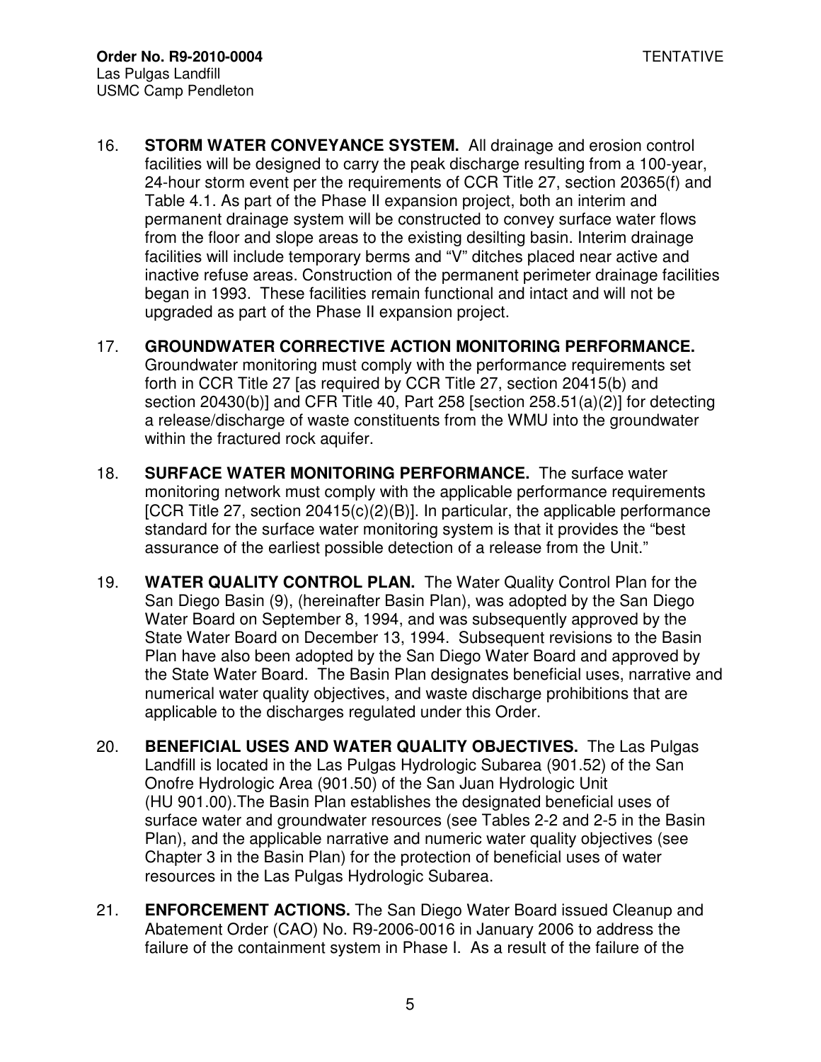16. **STORM WATER CONVEYANCE SYSTEM.** All drainage and erosion control facilities will be designed to carry the peak discharge resulting from a 100-year, 24-hour storm event per the requirements of CCR Title 27, section 20365(f) and Table 4.1. As part of the Phase II expansion project, both an interim and permanent drainage system will be constructed to convey surface water flows from the floor and slope areas to the existing desilting basin. Interim drainage facilities will include temporary berms and "V" ditches placed near active and inactive refuse areas. Construction of the permanent perimeter drainage facilities began in 1993. These facilities remain functional and intact and will not be upgraded as part of the Phase II expansion project.

17. **GROUNDWATER CORRECTIVE ACTION MONITORING PERFORMANCE.** Groundwater monitoring must comply with the performance requirements set forth in CCR Title 27 [as required by CCR Title 27, section 20415(b) and section 20430(b)] and CFR Title 40, Part 258 [section 258.51(a)(2)] for detecting a release/discharge of waste constituents from the WMU into the groundwater within the fractured rock aquifer.

18. **SURFACE WATER MONITORING PERFORMANCE.** The surface water monitoring network must comply with the applicable performance requirements [CCR Title 27, section 20415(c)(2)(B)]. In particular, the applicable performance standard for the surface water monitoring system is that it provides the "best assurance of the earliest possible detection of a release from the Unit."

19. **WATER QUALITY CONTROL PLAN.** The Water Quality Control Plan for the San Diego Basin (9), (hereinafter Basin Plan), was adopted by the San Diego Water Board on September 8, 1994, and was subsequently approved by the State Water Board on December 13, 1994. Subsequent revisions to the Basin Plan have also been adopted by the San Diego Water Board and approved by the State Water Board. The Basin Plan designates beneficial uses, narrative and numerical water quality objectives, and waste discharge prohibitions that are applicable to the discharges regulated under this Order.

20. **BENEFICIAL USES AND WATER QUALITY OBJECTIVES.** The Las Pulgas Landfill is located in the Las Pulgas Hydrologic Subarea (901.52) of the San Onofre Hydrologic Area (901.50) of the San Juan Hydrologic Unit (HU 901.00).The Basin Plan establishes the designated beneficial uses of surface water and groundwater resources (see Tables 2-2 and 2-5 in the Basin Plan), and the applicable narrative and numeric water quality objectives (see Chapter 3 in the Basin Plan) for the protection of beneficial uses of water resources in the Las Pulgas Hydrologic Subarea.

21. **ENFORCEMENT ACTIONS.** The San Diego Water Board issued Cleanup and Abatement Order (CAO) No. R9-2006-0016 in January 2006 to address the failure of the containment system in Phase I. As a result of the failure of the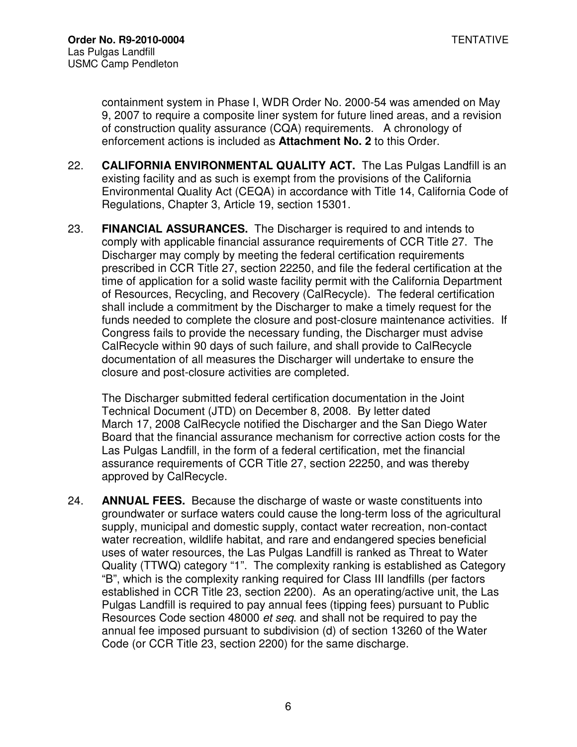containment system in Phase I, WDR Order No. 2000-54 was amended on May 9, 2007 to require a composite liner system for future lined areas, and a revision of construction quality assurance (CQA) requirements. A chronology of enforcement actions is included as **Attachment No. 2** to this Order.

22. **CALIFORNIA ENVIRONMENTAL QUALITY ACT.** The Las Pulgas Landfill is an existing facility and as such is exempt from the provisions of the California Environmental Quality Act (CEQA) in accordance with Title 14, California Code of Regulations, Chapter 3, Article 19, section 15301.

23. **FINANCIAL ASSURANCES.** The Discharger is required to and intends to comply with applicable financial assurance requirements of CCR Title 27. The Discharger may comply by meeting the federal certification requirements prescribed in CCR Title 27, section 22250, and file the federal certification at the time of application for a solid waste facility permit with the California Department of Resources, Recycling, and Recovery (CalRecycle). The federal certification shall include a commitment by the Discharger to make a timely request for the funds needed to complete the closure and post-closure maintenance activities. If Congress fails to provide the necessary funding, the Discharger must advise CalRecycle within 90 days of such failure, and shall provide to CalRecycle documentation of all measures the Discharger will undertake to ensure the closure and post-closure activities are completed.

    The Discharger submitted federal certification documentation in the Joint Technical Document (JTD) on December 8, 2008. By letter dated March 17, 2008 CalRecycle notified the Discharger and the San Diego Water Board that the financial assurance mechanism for corrective action costs for the Las Pulgas Landfill, in the form of a federal certification, met the financial assurance requirements of CCR Title 27, section 22250, and was thereby approved by CalRecycle.

24. **ANNUAL FEES.** Because the discharge of waste or waste constituents into groundwater or surface waters could cause the long-term loss of the agricultural supply, municipal and domestic supply, contact water recreation, non-contact water recreation, wildlife habitat, and rare and endangered species beneficial uses of water resources, the Las Pulgas Landfill is ranked as Threat to Water Quality (TTWQ) category "1". The complexity ranking is established as Category "B", which is the complexity ranking required for Class III landfills (per factors established in CCR Title 23, section 2200). As an operating/active unit, the Las Pulgas Landfill is required to pay annual fees (tipping fees) pursuant to Public Resources Code section 48000 *et seq*. and shall not be required to pay the annual fee imposed pursuant to subdivision (d) of section 13260 of the Water Code (or CCR Title 23, section 2200) for the same discharge.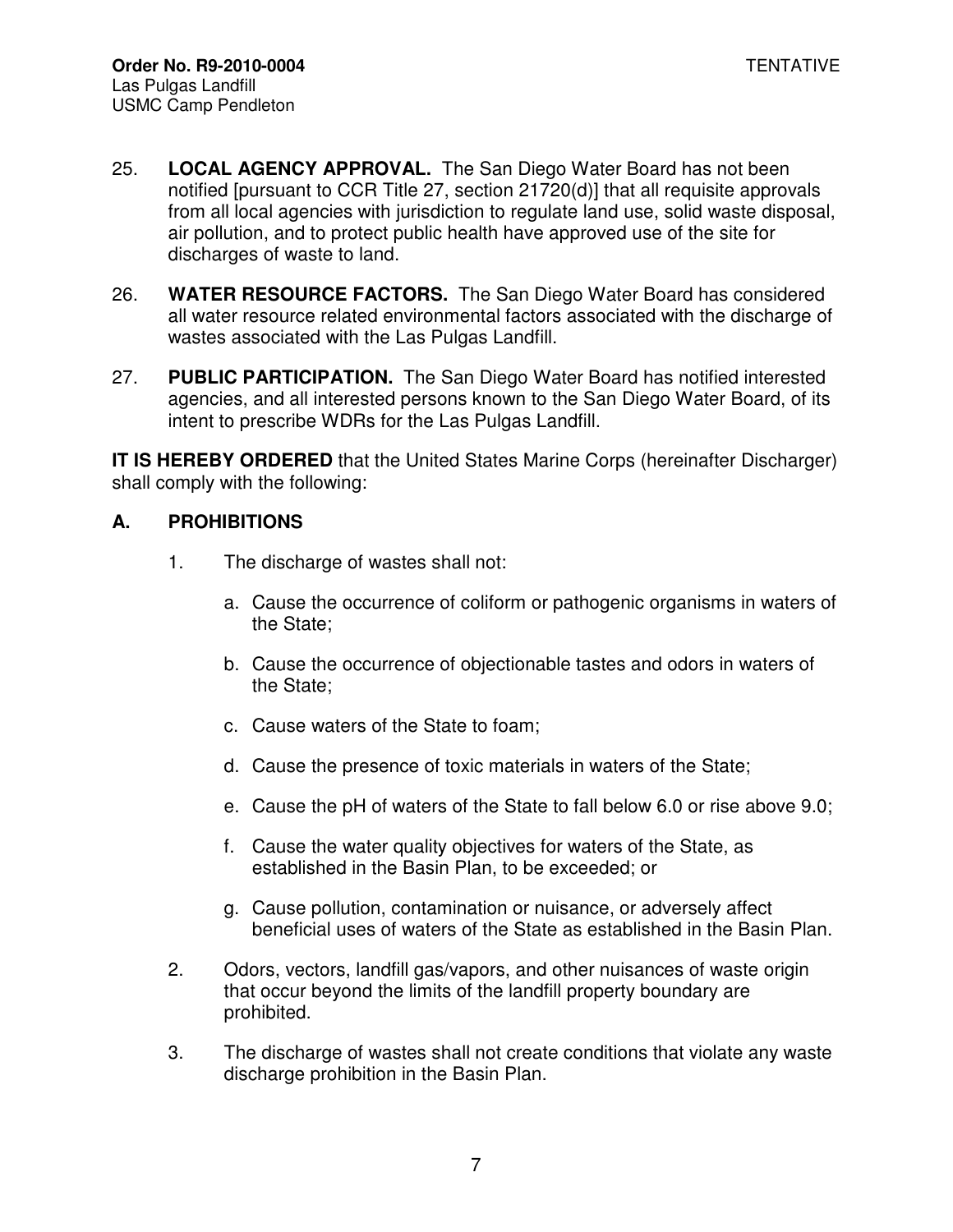25. **LOCAL AGENCY APPROVAL.** The San Diego Water Board has not been notified [pursuant to CCR Title 27, section 21720(d)] that all requisite approvals from all local agencies with jurisdiction to regulate land use, solid waste disposal, air pollution, and to protect public health have approved use of the site for discharges of waste to land.

26. **WATER RESOURCE FACTORS.** The San Diego Water Board has considered all water resource related environmental factors associated with the discharge of wastes associated with the Las Pulgas Landfill.

27. **PUBLIC PARTICIPATION.** The San Diego Water Board has notified interested agencies, and all interested persons known to the San Diego Water Board, of its intent to prescribe WDRs for the Las Pulgas Landfill.

**IT IS HEREBY ORDERED** that the United States Marine Corps (hereinafter Discharger) shall comply with the following:

## A. PROHIBITIONS

1. The discharge of wastes shall not:

   a. Cause the occurrence of coliform or pathogenic organisms in waters of the State;

   b. Cause the occurrence of objectionable tastes and odors in waters of the State;

   c. Cause waters of the State to foam;

   d. Cause the presence of toxic materials in waters of the State;

   e. Cause the pH of waters of the State to fall below 6.0 or rise above 9.0;

   f. Cause the water quality objectives for waters of the State, as established in the Basin Plan, to be exceeded; or

   g. Cause pollution, contamination or nuisance, or adversely affect beneficial uses of waters of the State as established in the Basin Plan.

2. Odors, vectors, landfill gas/vapors, and other nuisances of waste origin that occur beyond the limits of the landfill property boundary are prohibited.

3. The discharge of wastes shall not create conditions that violate any waste discharge prohibition in the Basin Plan.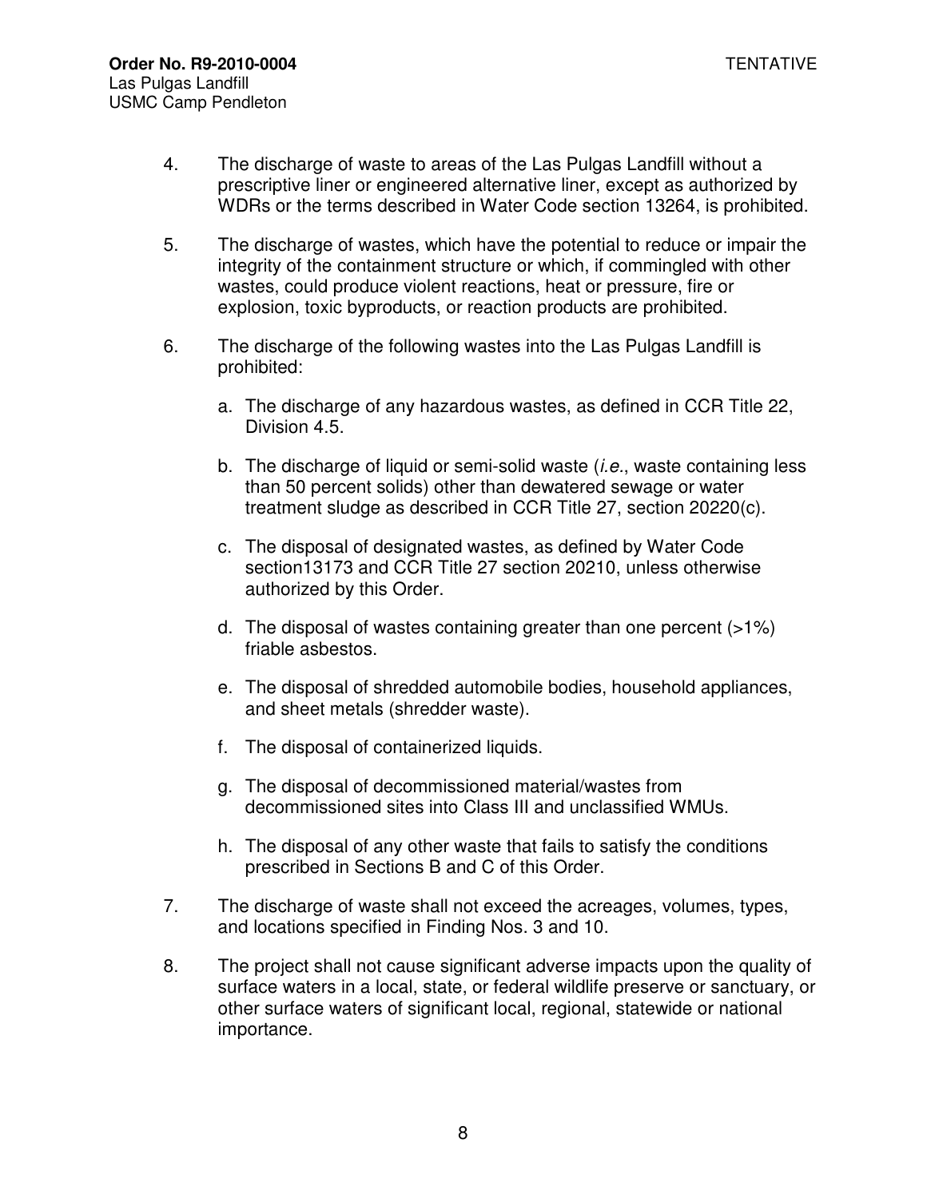4. The discharge of waste to areas of the Las Pulgas Landfill without a prescriptive liner or engineered alternative liner, except as authorized by WDRs or the terms described in Water Code section 13264, is prohibited.

5. The discharge of wastes, which have the potential to reduce or impair the integrity of the containment structure or which, if commingled with other wastes, could produce violent reactions, heat or pressure, fire or explosion, toxic byproducts, or reaction products are prohibited.

6. The discharge of the following wastes into the Las Pulgas Landfill is prohibited:

   a. The discharge of any hazardous wastes, as defined in CCR Title 22, Division 4.5.

   b. The discharge of liquid or semi-solid waste (*i.e.*, waste containing less than 50 percent solids) other than dewatered sewage or water treatment sludge as described in CCR Title 27, section 20220(c).

   c. The disposal of designated wastes, as defined by Water Code section13173 and CCR Title 27 section 20210, unless otherwise authorized by this Order.

   d. The disposal of wastes containing greater than one percent (>1%) friable asbestos.

   e. The disposal of shredded automobile bodies, household appliances, and sheet metals (shredder waste).

   f. The disposal of containerized liquids.

   g. The disposal of decommissioned material/wastes from decommissioned sites into Class III and unclassified WMUs.

   h. The disposal of any other waste that fails to satisfy the conditions prescribed in Sections B and C of this Order.

7. The discharge of waste shall not exceed the acreages, volumes, types, and locations specified in Finding Nos. 3 and 10.

8. The project shall not cause significant adverse impacts upon the quality of surface waters in a local, state, or federal wildlife preserve or sanctuary, or other surface waters of significant local, regional, statewide or national importance.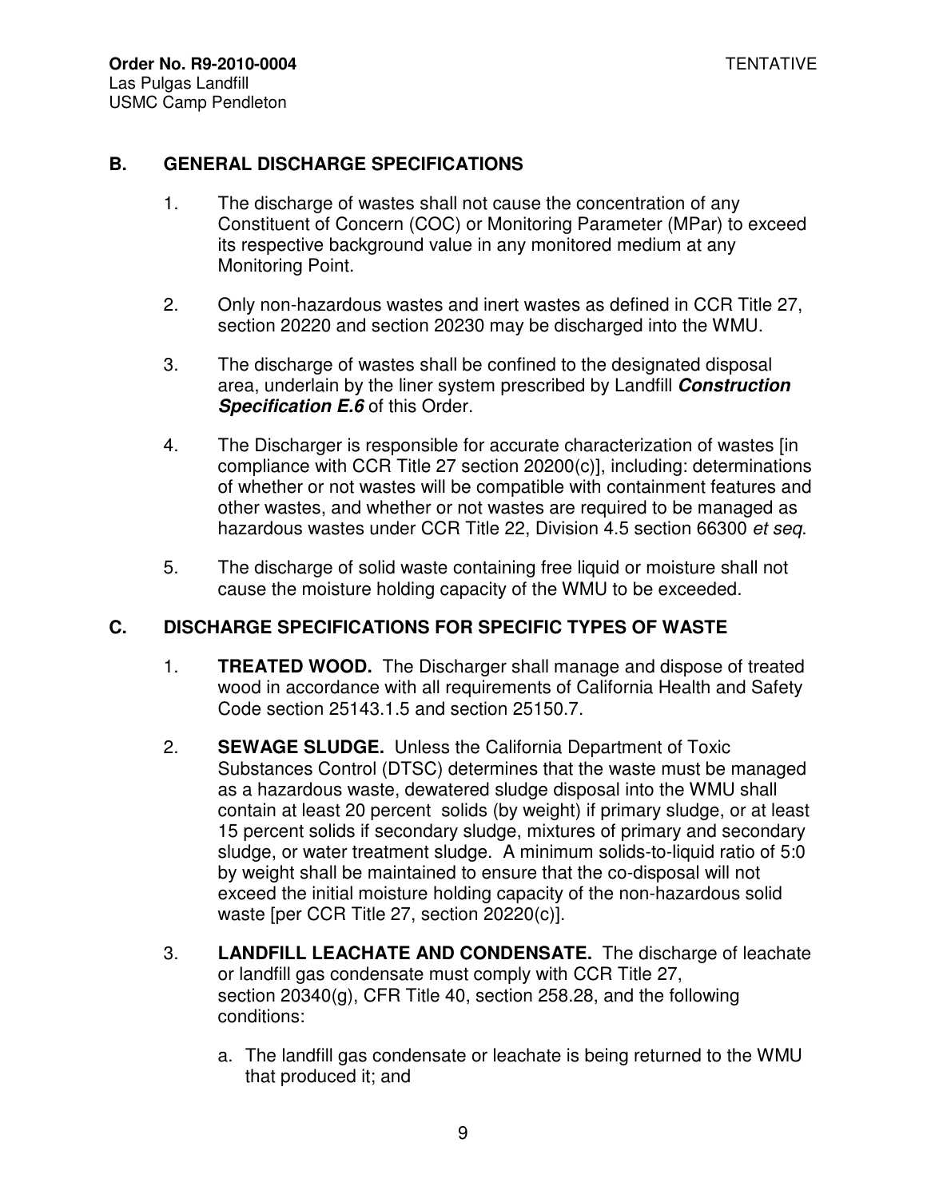## B. GENERAL DISCHARGE SPECIFICATIONS

1. The discharge of wastes shall not cause the concentration of any Constituent of Concern (COC) or Monitoring Parameter (MPar) to exceed its respective background value in any monitored medium at any Monitoring Point.

2. Only non-hazardous wastes and inert wastes as defined in CCR Title 27, section 20220 and section 20230 may be discharged into the WMU.

3. The discharge of wastes shall be confined to the designated disposal area, underlain by the liner system prescribed by Landfill ***Construction Specification E.6*** of this Order.

4. The Discharger is responsible for accurate characterization of wastes [in compliance with CCR Title 27 section 20200(c)], including: determinations of whether or not wastes will be compatible with containment features and other wastes, and whether or not wastes are required to be managed as hazardous wastes under CCR Title 22, Division 4.5 section 66300 *et seq*.

5. The discharge of solid waste containing free liquid or moisture shall not cause the moisture holding capacity of the WMU to be exceeded.

## C. DISCHARGE SPECIFICATIONS FOR SPECIFIC TYPES OF WASTE

1. **TREATED WOOD.** The Discharger shall manage and dispose of treated wood in accordance with all requirements of California Health and Safety Code section 25143.1.5 and section 25150.7.

2. **SEWAGE SLUDGE.** Unless the California Department of Toxic Substances Control (DTSC) determines that the waste must be managed as a hazardous waste, dewatered sludge disposal into the WMU shall contain at least 20 percent solids (by weight) if primary sludge, or at least 15 percent solids if secondary sludge, mixtures of primary and secondary sludge, or water treatment sludge. A minimum solids-to-liquid ratio of 5:0 by weight shall be maintained to ensure that the co-disposal will not exceed the initial moisture holding capacity of the non-hazardous solid waste [per CCR Title 27, section 20220(c)].

3. **LANDFILL LEACHATE AND CONDENSATE.** The discharge of leachate or landfill gas condensate must comply with CCR Title 27, section 20340(g), CFR Title 40, section 258.28, and the following conditions:

   a. The landfill gas condensate or leachate is being returned to the WMU that produced it; and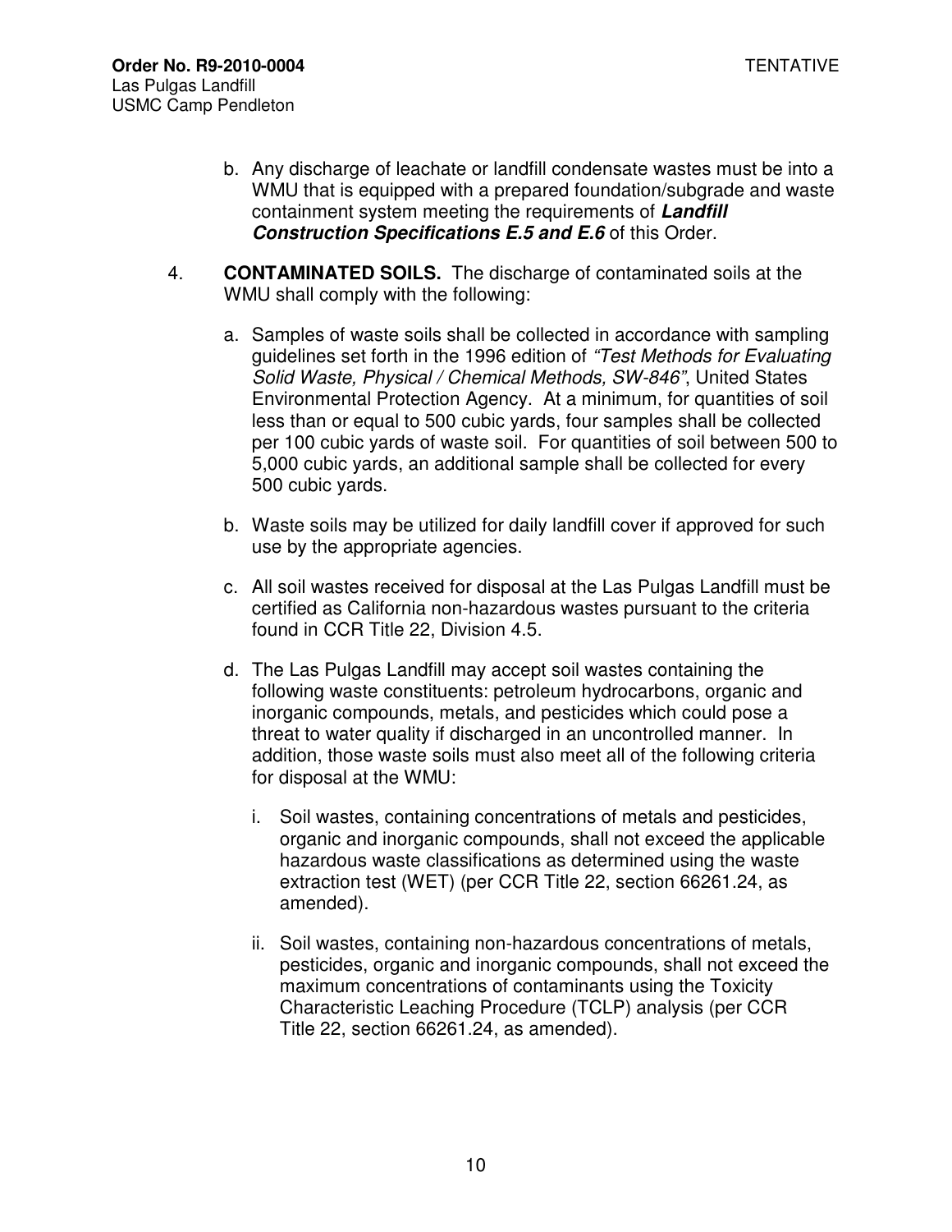b. Any discharge of leachate or landfill condensate wastes must be into a WMU that is equipped with a prepared foundation/subgrade and waste containment system meeting the requirements of ***Landfill Construction Specifications E.5 and E.6*** of this Order.

4. **CONTAMINATED SOILS.** The discharge of contaminated soils at the WMU shall comply with the following:

   a. Samples of waste soils shall be collected in accordance with sampling guidelines set forth in the 1996 edition of *"Test Methods for Evaluating Solid Waste, Physical / Chemical Methods, SW-846"*, United States Environmental Protection Agency. At a minimum, for quantities of soil less than or equal to 500 cubic yards, four samples shall be collected per 100 cubic yards of waste soil. For quantities of soil between 500 to 5,000 cubic yards, an additional sample shall be collected for every 500 cubic yards.

   b. Waste soils may be utilized for daily landfill cover if approved for such use by the appropriate agencies.

   c. All soil wastes received for disposal at the Las Pulgas Landfill must be certified as California non-hazardous wastes pursuant to the criteria found in CCR Title 22, Division 4.5.

   d. The Las Pulgas Landfill may accept soil wastes containing the following waste constituents: petroleum hydrocarbons, organic and inorganic compounds, metals, and pesticides which could pose a threat to water quality if discharged in an uncontrolled manner. In addition, those waste soils must also meet all of the following criteria for disposal at the WMU:

      i. Soil wastes, containing concentrations of metals and pesticides, organic and inorganic compounds, shall not exceed the applicable hazardous waste classifications as determined using the waste extraction test (WET) (per CCR Title 22, section 66261.24, as amended).

      ii. Soil wastes, containing non-hazardous concentrations of metals, pesticides, organic and inorganic compounds, shall not exceed the maximum concentrations of contaminants using the Toxicity Characteristic Leaching Procedure (TCLP) analysis (per CCR Title 22, section 66261.24, as amended).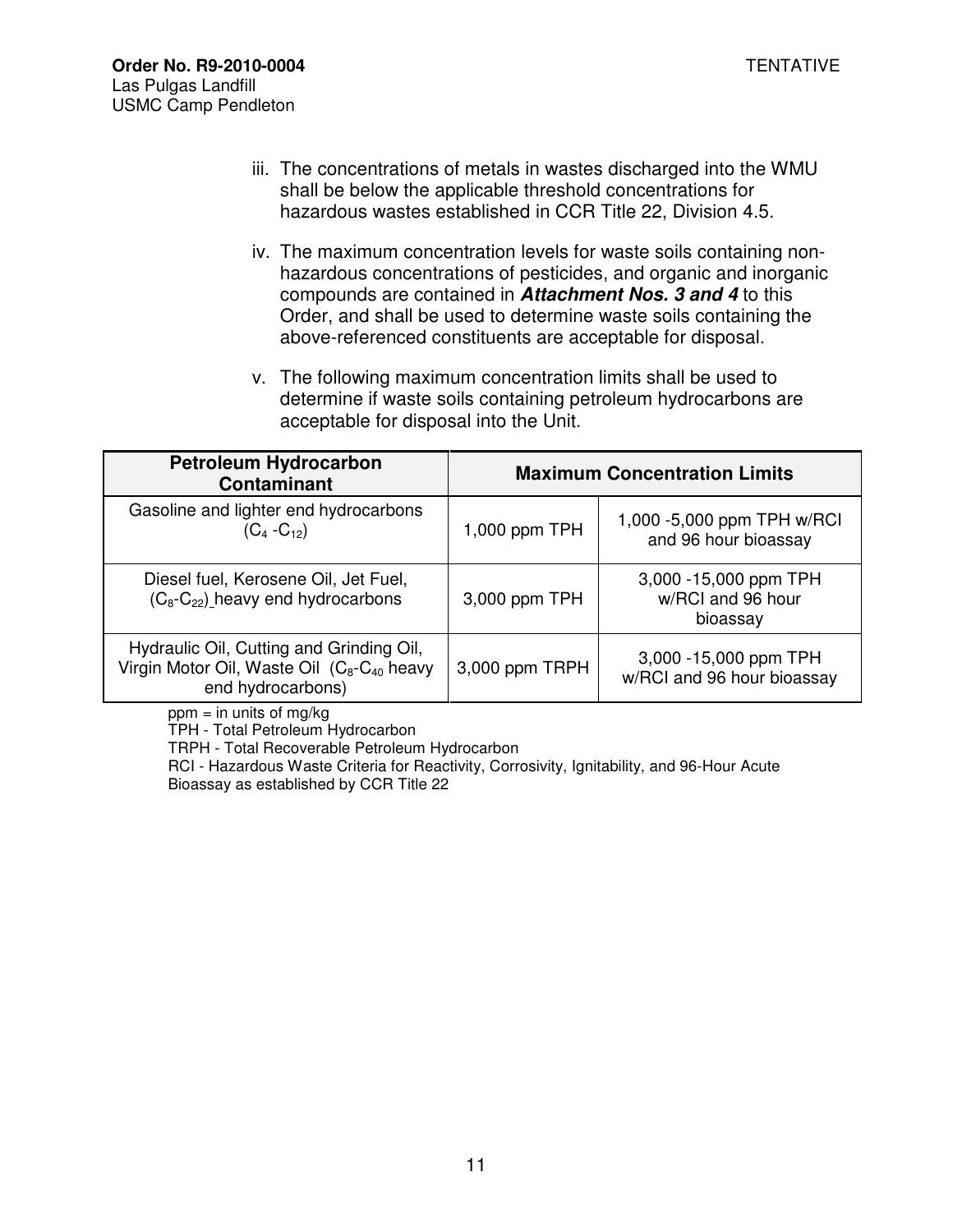iii. The concentrations of metals in wastes discharged into the WMU shall be below the applicable threshold concentrations for hazardous wastes established in CCR Title 22, Division 4.5.

iv. The maximum concentration levels for waste soils containing non-hazardous concentrations of pesticides, and organic and inorganic compounds are contained in ***Attachment Nos. 3 and 4*** to this Order, and shall be used to determine waste soils containing the above-referenced constituents are acceptable for disposal.

v. The following maximum concentration limits shall be used to determine if waste soils containing petroleum hydrocarbons are acceptable for disposal into the Unit.

| Petroleum Hydrocarbon Contaminant | Maximum Concentration Limits | |
|---|---|---|
| Gasoline and lighter end hydrocarbons ($C_4$ -$C_{12}$) | 1,000 ppm TPH | 1,000 -5,000 ppm TPH w/RCI and 96 hour bioassay |
| Diesel fuel, Kerosene Oil, Jet Fuel, ($C_8$-$C_{22}$) heavy end hydrocarbons | 3,000 ppm TPH | 3,000 -15,000 ppm TPH w/RCI and 96 hour bioassay |
| Hydraulic Oil, Cutting and Grinding Oil, Virgin Motor Oil, Waste Oil ($C_8$-$C_{40}$ heavy end hydrocarbons) | 3,000 ppm TRPH | 3,000 -15,000 ppm TPH w/RCI and 96 hour bioassay |

ppm = in units of mg/kg
TPH - Total Petroleum Hydrocarbon
TRPH - Total Recoverable Petroleum Hydrocarbon
RCI - Hazardous Waste Criteria for Reactivity, Corrosivity, Ignitability, and 96-Hour Acute Bioassay as established by CCR Title 22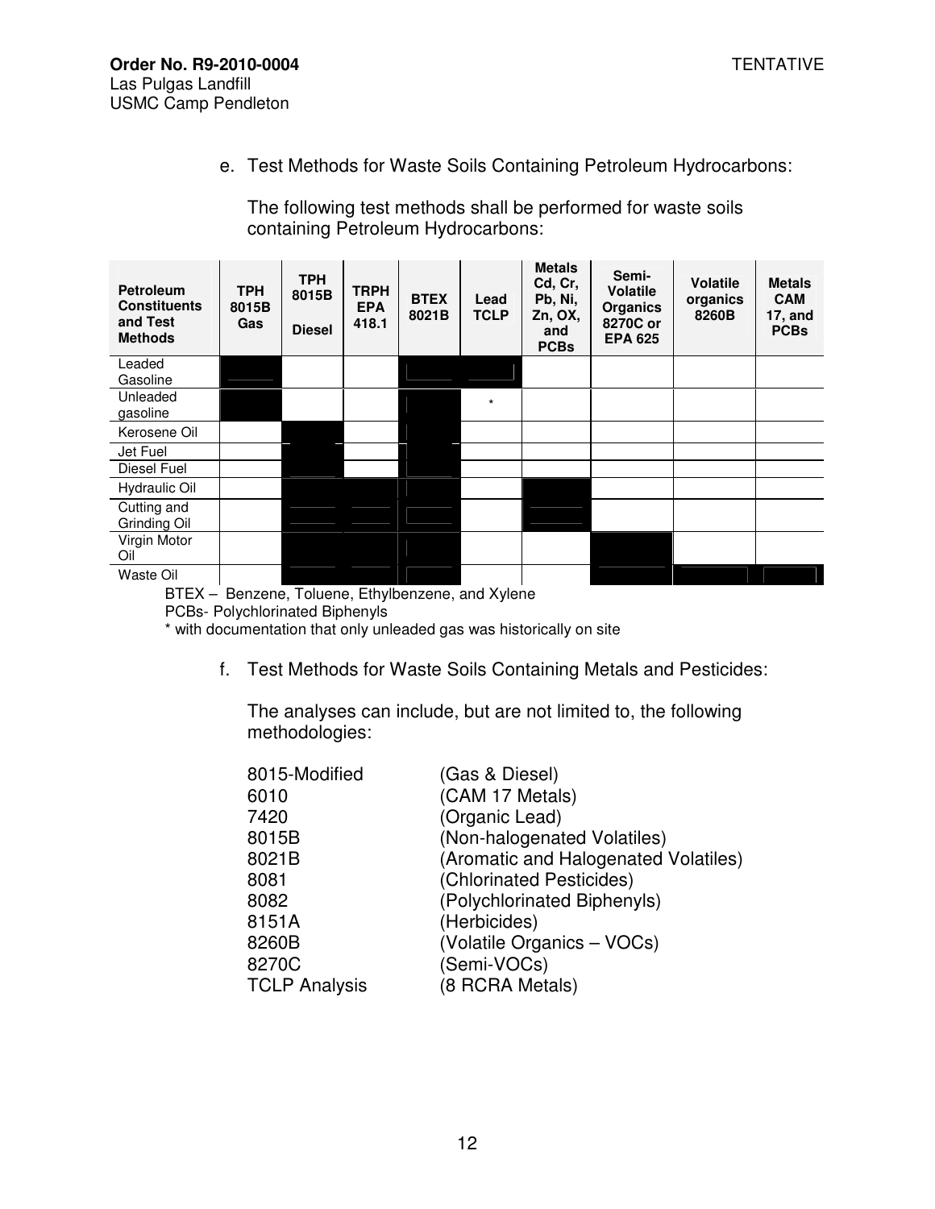e. Test Methods for Waste Soils Containing Petroleum Hydrocarbons:

The following test methods shall be performed for waste soils containing Petroleum Hydrocarbons:

| Petroleum Constituents and Test Methods | TPH 8015B Gas | TPH 8015B Diesel | TRPH EPA 418.1 | BTEX 8021B | Lead TCLP | Metals Cd, Cr, Pb, Ni, Zn, OX, and PCBs | Semi-Volatile Organics 8270C or EPA 625 | Volatile organics 8260B | Metals CAM 17, and PCBs |
|---|---|---|---|---|---|---|---|---|---|
| Leaded Gasoline | ■ | | | ■ | ■ | | | | |
| Unleaded gasoline | ■ | | | ■ | * | | | | |
| Kerosene Oil | | ■ | | ■ | | | | | |
| Jet Fuel | | ■ | | ■ | | | | | |
| Diesel Fuel | | ■ | | ■ | | | | | |
| Hydraulic Oil | | ■ | ■ | ■ | | ■ | | | |
| Cutting and Grinding Oil | | ■ | ■ | ■ | | ■ | | | |
| Virgin Motor Oil | | ■ | ■ | ■ | | | ■ | | |
| Waste Oil | | ■ | ■ | ■ | | | ■ | ■ | ■ |

BTEX – Benzene, Toluene, Ethylbenzene, and Xylene
PCBs- Polychlorinated Biphenyls
* with documentation that only unleaded gas was historically on site

f. Test Methods for Waste Soils Containing Metals and Pesticides:

The analyses can include, but are not limited to, the following methodologies:

| | |
|---|---|
| 8015-Modified | (Gas & Diesel) |
| 6010 | (CAM 17 Metals) |
| 7420 | (Organic Lead) |
| 8015B | (Non-halogenated Volatiles) |
| 8021B | (Aromatic and Halogenated Volatiles) |
| 8081 | (Chlorinated Pesticides) |
| 8082 | (Polychlorinated Biphenyls) |
| 8151A | (Herbicides) |
| 8260B | (Volatile Organics – VOCs) |
| 8270C | (Semi-VOCs) |
| TCLP Analysis | (8 RCRA Metals) |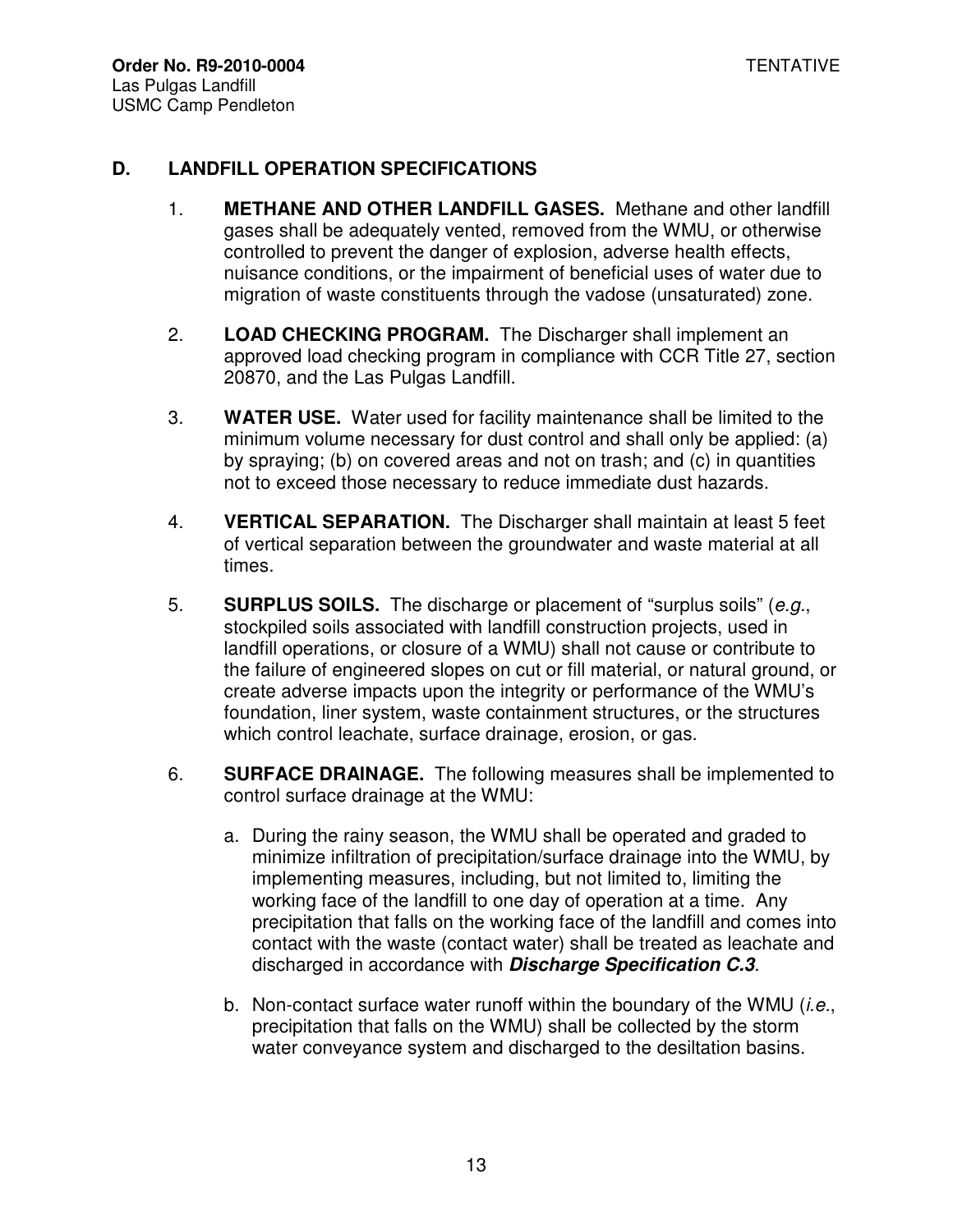## D. LANDFILL OPERATION SPECIFICATIONS

1. **METHANE AND OTHER LANDFILL GASES.** Methane and other landfill gases shall be adequately vented, removed from the WMU, or otherwise controlled to prevent the danger of explosion, adverse health effects, nuisance conditions, or the impairment of beneficial uses of water due to migration of waste constituents through the vadose (unsaturated) zone.

2. **LOAD CHECKING PROGRAM.** The Discharger shall implement an approved load checking program in compliance with CCR Title 27, section 20870, and the Las Pulgas Landfill.

3. **WATER USE.** Water used for facility maintenance shall be limited to the minimum volume necessary for dust control and shall only be applied: (a) by spraying; (b) on covered areas and not on trash; and (c) in quantities not to exceed those necessary to reduce immediate dust hazards.

4. **VERTICAL SEPARATION.** The Discharger shall maintain at least 5 feet of vertical separation between the groundwater and waste material at all times.

5. **SURPLUS SOILS.** The discharge or placement of "surplus soils" (*e.g.*, stockpiled soils associated with landfill construction projects, used in landfill operations, or closure of a WMU) shall not cause or contribute to the failure of engineered slopes on cut or fill material, or natural ground, or create adverse impacts upon the integrity or performance of the WMU's foundation, liner system, waste containment structures, or the structures which control leachate, surface drainage, erosion, or gas.

6. **SURFACE DRAINAGE.** The following measures shall be implemented to control surface drainage at the WMU:

   a. During the rainy season, the WMU shall be operated and graded to minimize infiltration of precipitation/surface drainage into the WMU, by implementing measures, including, but not limited to, limiting the working face of the landfill to one day of operation at a time. Any precipitation that falls on the working face of the landfill and comes into contact with the waste (contact water) shall be treated as leachate and discharged in accordance with ***Discharge Specification C.3***.

   b. Non-contact surface water runoff within the boundary of the WMU (*i.e.*, precipitation that falls on the WMU) shall be collected by the storm water conveyance system and discharged to the desiltation basins.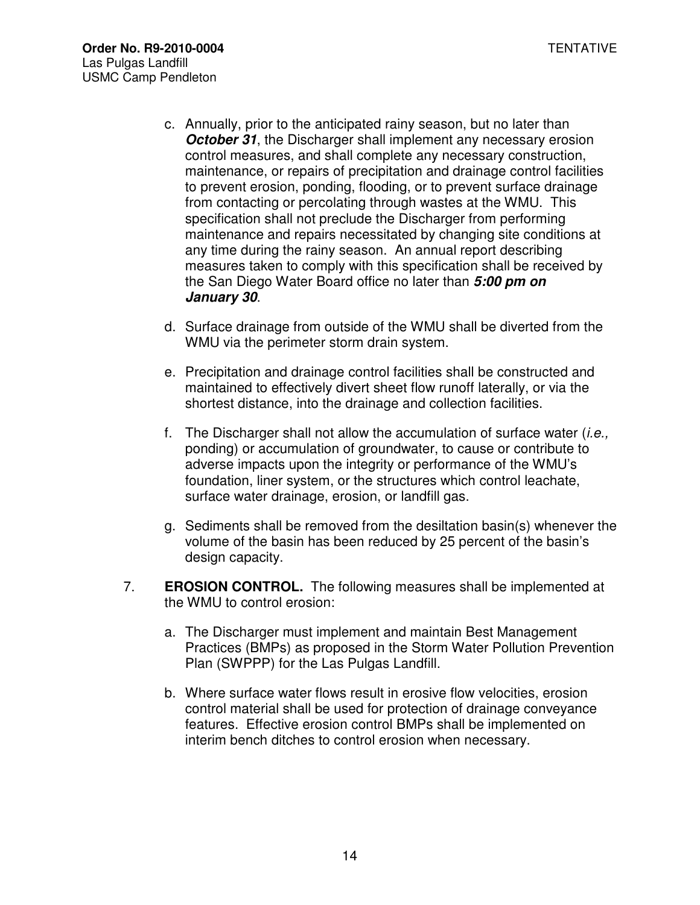c. Annually, prior to the anticipated rainy season, but no later than ***October 31***, the Discharger shall implement any necessary erosion control measures, and shall complete any necessary construction, maintenance, or repairs of precipitation and drainage control facilities to prevent erosion, ponding, flooding, or to prevent surface drainage from contacting or percolating through wastes at the WMU. This specification shall not preclude the Discharger from performing maintenance and repairs necessitated by changing site conditions at any time during the rainy season. An annual report describing measures taken to comply with this specification shall be received by the San Diego Water Board office no later than ***5:00 pm on January 30***.

d. Surface drainage from outside of the WMU shall be diverted from the WMU via the perimeter storm drain system.

e. Precipitation and drainage control facilities shall be constructed and maintained to effectively divert sheet flow runoff laterally, or via the shortest distance, into the drainage and collection facilities.

f. The Discharger shall not allow the accumulation of surface water (*i.e.,* ponding) or accumulation of groundwater, to cause or contribute to adverse impacts upon the integrity or performance of the WMU's foundation, liner system, or the structures which control leachate, surface water drainage, erosion, or landfill gas.

g. Sediments shall be removed from the desiltation basin(s) whenever the volume of the basin has been reduced by 25 percent of the basin's design capacity.

7. **EROSION CONTROL.** The following measures shall be implemented at the WMU to control erosion:

   a. The Discharger must implement and maintain Best Management Practices (BMPs) as proposed in the Storm Water Pollution Prevention Plan (SWPPP) for the Las Pulgas Landfill.

   b. Where surface water flows result in erosive flow velocities, erosion control material shall be used for protection of drainage conveyance features. Effective erosion control BMPs shall be implemented on interim bench ditches to control erosion when necessary.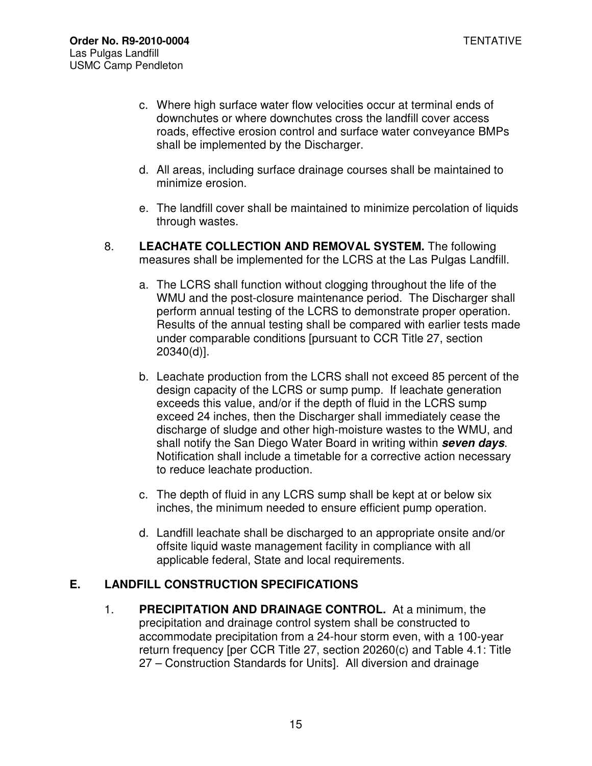c. Where high surface water flow velocities occur at terminal ends of downchutes or where downchutes cross the landfill cover access roads, effective erosion control and surface water conveyance BMPs shall be implemented by the Discharger.

d. All areas, including surface drainage courses shall be maintained to minimize erosion.

e. The landfill cover shall be maintained to minimize percolation of liquids through wastes.

8. **LEACHATE COLLECTION AND REMOVAL SYSTEM.** The following measures shall be implemented for the LCRS at the Las Pulgas Landfill.

   a. The LCRS shall function without clogging throughout the life of the WMU and the post-closure maintenance period. The Discharger shall perform annual testing of the LCRS to demonstrate proper operation. Results of the annual testing shall be compared with earlier tests made under comparable conditions [pursuant to CCR Title 27, section 20340(d)].

   b. Leachate production from the LCRS shall not exceed 85 percent of the design capacity of the LCRS or sump pump. If leachate generation exceeds this value, and/or if the depth of fluid in the LCRS sump exceed 24 inches, then the Discharger shall immediately cease the discharge of sludge and other high-moisture wastes to the WMU, and shall notify the San Diego Water Board in writing within ***seven days***. Notification shall include a timetable for a corrective action necessary to reduce leachate production.

   c. The depth of fluid in any LCRS sump shall be kept at or below six inches, the minimum needed to ensure efficient pump operation.

   d. Landfill leachate shall be discharged to an appropriate onsite and/or offsite liquid waste management facility in compliance with all applicable federal, State and local requirements.

## E. LANDFILL CONSTRUCTION SPECIFICATIONS

1. **PRECIPITATION AND DRAINAGE CONTROL.** At a minimum, the precipitation and drainage control system shall be constructed to accommodate precipitation from a 24-hour storm even, with a 100-year return frequency [per CCR Title 27, section 20260(c) and Table 4.1: Title 27 – Construction Standards for Units]. All diversion and drainage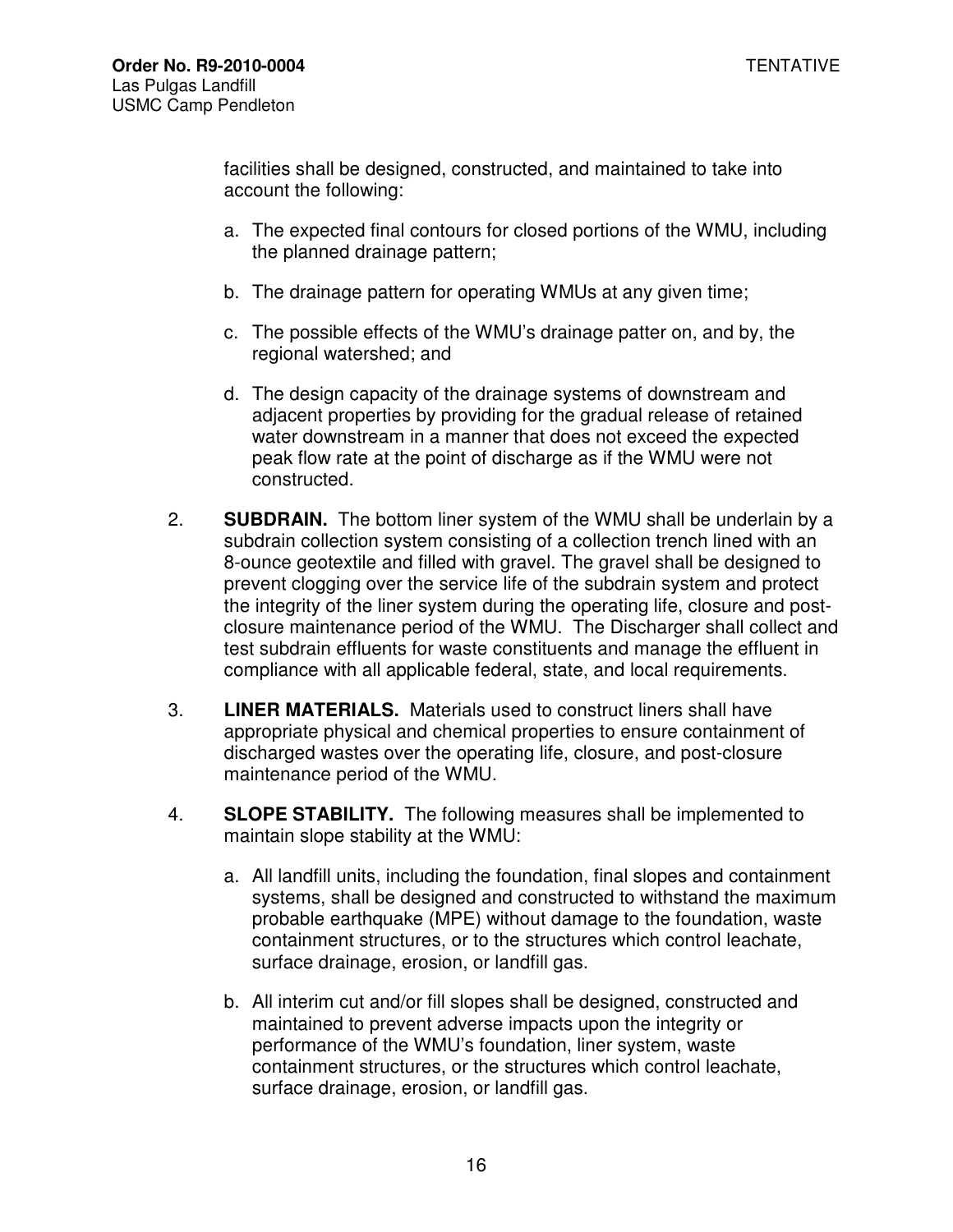facilities shall be designed, constructed, and maintained to take into account the following:

a. The expected final contours for closed portions of the WMU, including the planned drainage pattern;

b. The drainage pattern for operating WMUs at any given time;

c. The possible effects of the WMU's drainage patter on, and by, the regional watershed; and

d. The design capacity of the drainage systems of downstream and adjacent properties by providing for the gradual release of retained water downstream in a manner that does not exceed the expected peak flow rate at the point of discharge as if the WMU were not constructed.

2. **SUBDRAIN.** The bottom liner system of the WMU shall be underlain by a subdrain collection system consisting of a collection trench lined with an 8-ounce geotextile and filled with gravel. The gravel shall be designed to prevent clogging over the service life of the subdrain system and protect the integrity of the liner system during the operating life, closure and post-closure maintenance period of the WMU. The Discharger shall collect and test subdrain effluents for waste constituents and manage the effluent in compliance with all applicable federal, state, and local requirements.

3. **LINER MATERIALS.** Materials used to construct liners shall have appropriate physical and chemical properties to ensure containment of discharged wastes over the operating life, closure, and post-closure maintenance period of the WMU.

4. **SLOPE STABILITY.** The following measures shall be implemented to maintain slope stability at the WMU:

a. All landfill units, including the foundation, final slopes and containment systems, shall be designed and constructed to withstand the maximum probable earthquake (MPE) without damage to the foundation, waste containment structures, or to the structures which control leachate, surface drainage, erosion, or landfill gas.

b. All interim cut and/or fill slopes shall be designed, constructed and maintained to prevent adverse impacts upon the integrity or performance of the WMU's foundation, liner system, waste containment structures, or the structures which control leachate, surface drainage, erosion, or landfill gas.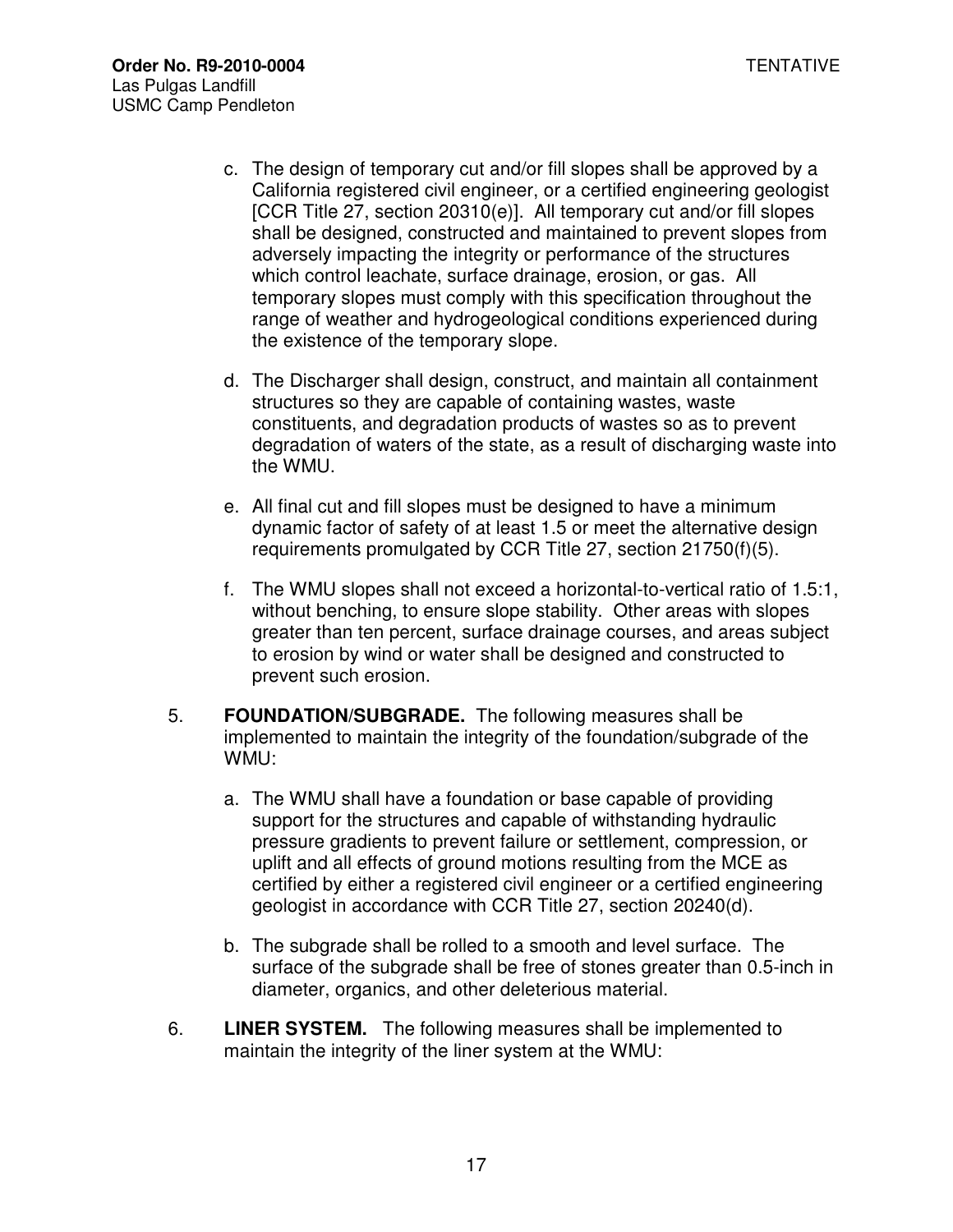c. The design of temporary cut and/or fill slopes shall be approved by a California registered civil engineer, or a certified engineering geologist [CCR Title 27, section 20310(e)]. All temporary cut and/or fill slopes shall be designed, constructed and maintained to prevent slopes from adversely impacting the integrity or performance of the structures which control leachate, surface drainage, erosion, or gas. All temporary slopes must comply with this specification throughout the range of weather and hydrogeological conditions experienced during the existence of the temporary slope.

d. The Discharger shall design, construct, and maintain all containment structures so they are capable of containing wastes, waste constituents, and degradation products of wastes so as to prevent degradation of waters of the state, as a result of discharging waste into the WMU.

e. All final cut and fill slopes must be designed to have a minimum dynamic factor of safety of at least 1.5 or meet the alternative design requirements promulgated by CCR Title 27, section 21750(f)(5).

f. The WMU slopes shall not exceed a horizontal-to-vertical ratio of 1.5:1, without benching, to ensure slope stability. Other areas with slopes greater than ten percent, surface drainage courses, and areas subject to erosion by wind or water shall be designed and constructed to prevent such erosion.

5. **FOUNDATION/SUBGRADE.** The following measures shall be implemented to maintain the integrity of the foundation/subgrade of the WMU:

   a. The WMU shall have a foundation or base capable of providing support for the structures and capable of withstanding hydraulic pressure gradients to prevent failure or settlement, compression, or uplift and all effects of ground motions resulting from the MCE as certified by either a registered civil engineer or a certified engineering geologist in accordance with CCR Title 27, section 20240(d).

   b. The subgrade shall be rolled to a smooth and level surface. The surface of the subgrade shall be free of stones greater than 0.5-inch in diameter, organics, and other deleterious material.

6. **LINER SYSTEM.** The following measures shall be implemented to maintain the integrity of the liner system at the WMU: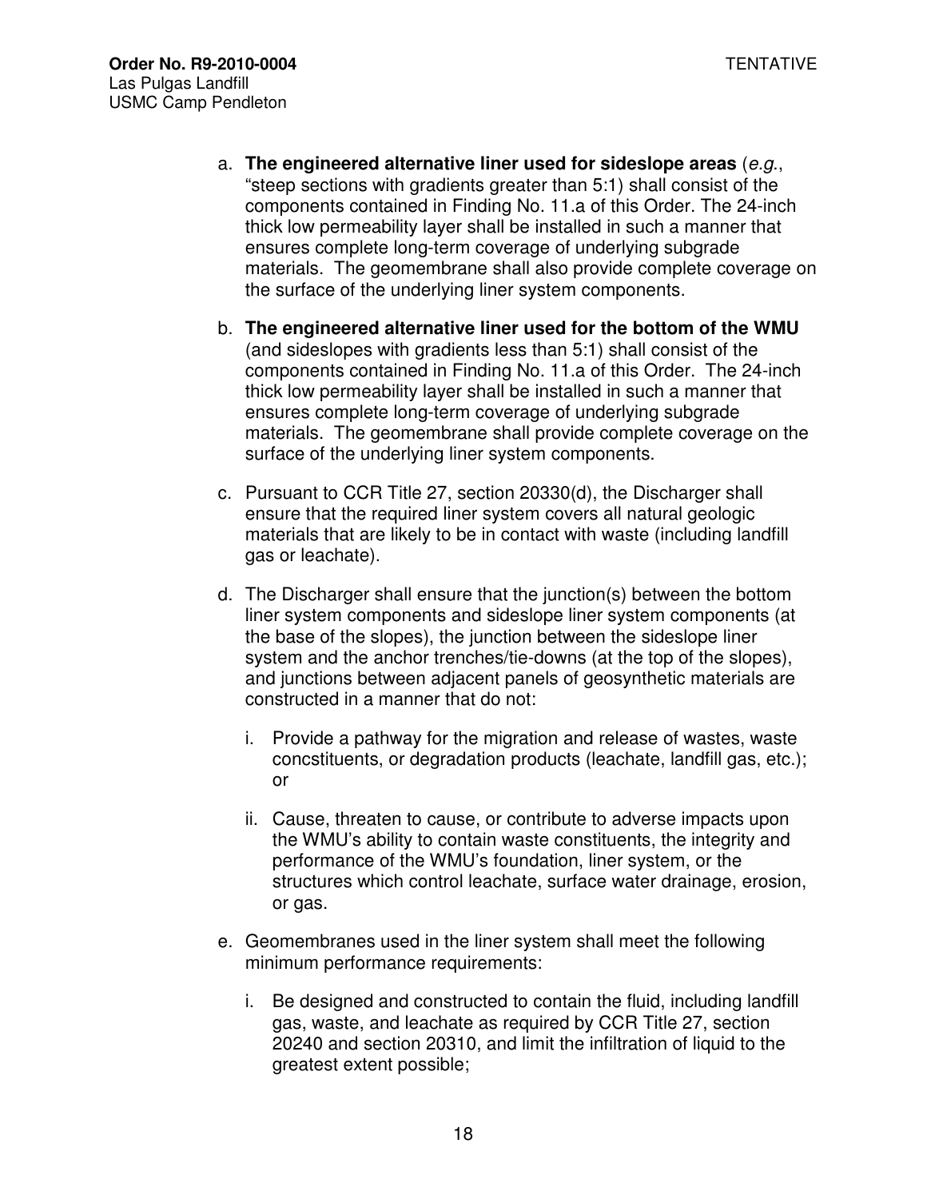a. **The engineered alternative liner used for sideslope areas** (*e.g.*, “steep sections with gradients greater than 5:1) shall consist of the components contained in Finding No. 11.a of this Order. The 24-inch thick low permeability layer shall be installed in such a manner that ensures complete long-term coverage of underlying subgrade materials. The geomembrane shall also provide complete coverage on the surface of the underlying liner system components.

b. **The engineered alternative liner used for the bottom of the WMU** (and sideslopes with gradients less than 5:1) shall consist of the components contained in Finding No. 11.a of this Order. The 24-inch thick low permeability layer shall be installed in such a manner that ensures complete long-term coverage of underlying subgrade materials. The geomembrane shall provide complete coverage on the surface of the underlying liner system components.

c. Pursuant to CCR Title 27, section 20330(d), the Discharger shall ensure that the required liner system covers all natural geologic materials that are likely to be in contact with waste (including landfill gas or leachate).

d. The Discharger shall ensure that the junction(s) between the bottom liner system components and sideslope liner system components (at the base of the slopes), the junction between the sideslope liner system and the anchor trenches/tie-downs (at the top of the slopes), and junctions between adjacent panels of geosynthetic materials are constructed in a manner that do not:

   i. Provide a pathway for the migration and release of wastes, waste concstituents, or degradation products (leachate, landfill gas, etc.); or

   ii. Cause, threaten to cause, or contribute to adverse impacts upon the WMU’s ability to contain waste constituents, the integrity and performance of the WMU’s foundation, liner system, or the structures which control leachate, surface water drainage, erosion, or gas.

e. Geomembranes used in the liner system shall meet the following minimum performance requirements:

   i. Be designed and constructed to contain the fluid, including landfill gas, waste, and leachate as required by CCR Title 27, section 20240 and section 20310, and limit the infiltration of liquid to the greatest extent possible;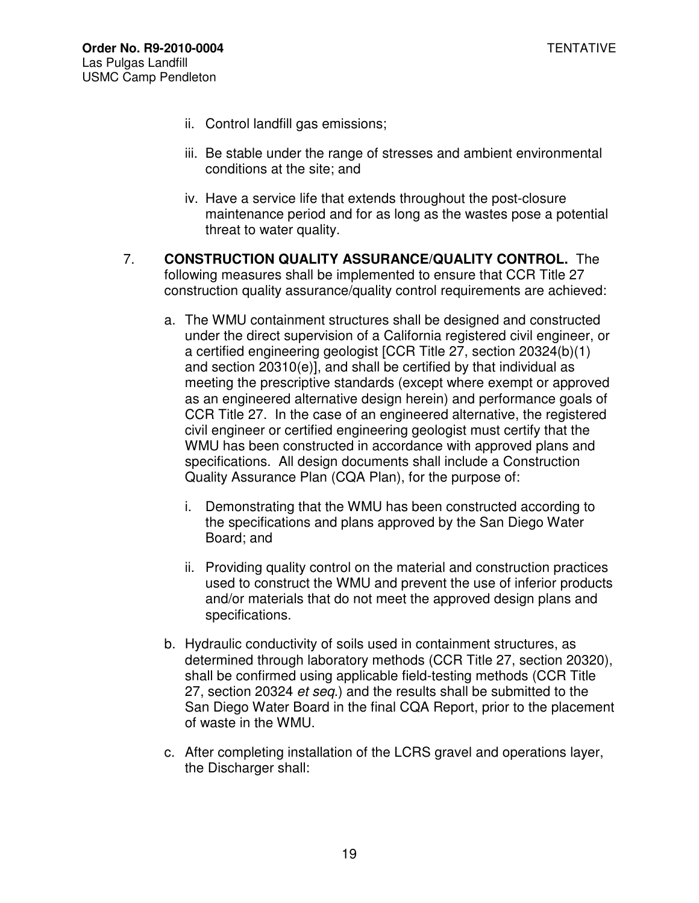ii. Control landfill gas emissions;

iii. Be stable under the range of stresses and ambient environmental conditions at the site; and

iv. Have a service life that extends throughout the post-closure maintenance period and for as long as the wastes pose a potential threat to water quality.

7. **CONSTRUCTION QUALITY ASSURANCE/QUALITY CONTROL.** The following measures shall be implemented to ensure that CCR Title 27 construction quality assurance/quality control requirements are achieved:

   a. The WMU containment structures shall be designed and constructed under the direct supervision of a California registered civil engineer, or a certified engineering geologist [CCR Title 27, section 20324(b)(1) and section 20310(e)], and shall be certified by that individual as meeting the prescriptive standards (except where exempt or approved as an engineered alternative design herein) and performance goals of CCR Title 27. In the case of an engineered alternative, the registered civil engineer or certified engineering geologist must certify that the WMU has been constructed in accordance with approved plans and specifications. All design documents shall include a Construction Quality Assurance Plan (CQA Plan), for the purpose of:

      i. Demonstrating that the WMU has been constructed according to the specifications and plans approved by the San Diego Water Board; and

      ii. Providing quality control on the material and construction practices used to construct the WMU and prevent the use of inferior products and/or materials that do not meet the approved design plans and specifications.

   b. Hydraulic conductivity of soils used in containment structures, as determined through laboratory methods (CCR Title 27, section 20320), shall be confirmed using applicable field-testing methods (CCR Title 27, section 20324 *et seq*.) and the results shall be submitted to the San Diego Water Board in the final CQA Report, prior to the placement of waste in the WMU.

   c. After completing installation of the LCRS gravel and operations layer, the Discharger shall: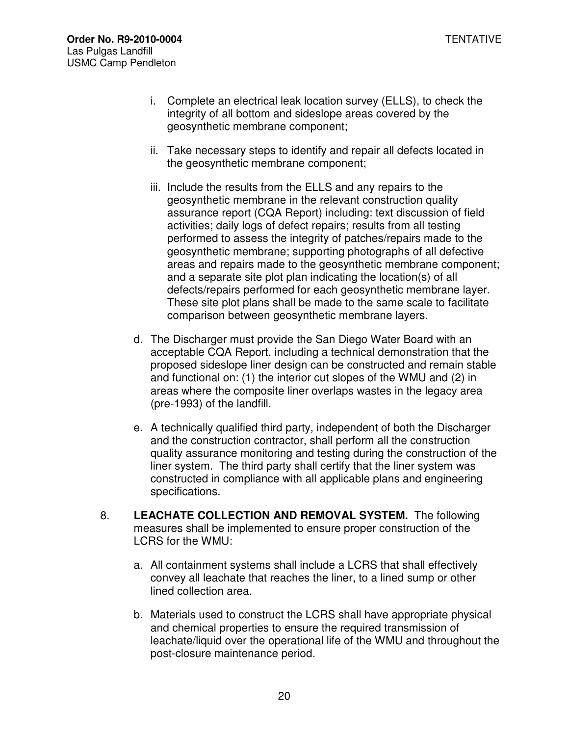i. Complete an electrical leak location survey (ELLS), to check the integrity of all bottom and sideslope areas covered by the geosynthetic membrane component;

ii. Take necessary steps to identify and repair all defects located in the geosynthetic membrane component;

iii. Include the results from the ELLS and any repairs to the geosynthetic membrane in the relevant construction quality assurance report (CQA Report) including: text discussion of field activities; daily logs of defect repairs; results from all testing performed to assess the integrity of patches/repairs made to the geosynthetic membrane; supporting photographs of all defective areas and repairs made to the geosynthetic membrane component; and a separate site plot plan indicating the location(s) of all defects/repairs performed for each geosynthetic membrane layer. These site plot plans shall be made to the same scale to facilitate comparison between geosynthetic membrane layers.

d. The Discharger must provide the San Diego Water Board with an acceptable CQA Report, including a technical demonstration that the proposed sideslope liner design can be constructed and remain stable and functional on: (1) the interior cut slopes of the WMU and (2) in areas where the composite liner overlaps wastes in the legacy area (pre-1993) of the landfill.

e. A technically qualified third party, independent of both the Discharger and the construction contractor, shall perform all the construction quality assurance monitoring and testing during the construction of the liner system. The third party shall certify that the liner system was constructed in compliance with all applicable plans and engineering specifications.

8. **LEACHATE COLLECTION AND REMOVAL SYSTEM.** The following measures shall be implemented to ensure proper construction of the LCRS for the WMU:

a. All containment systems shall include a LCRS that shall effectively convey all leachate that reaches the liner, to a lined sump or other lined collection area.

b. Materials used to construct the LCRS shall have appropriate physical and chemical properties to ensure the required transmission of leachate/liquid over the operational life of the WMU and throughout the post-closure maintenance period.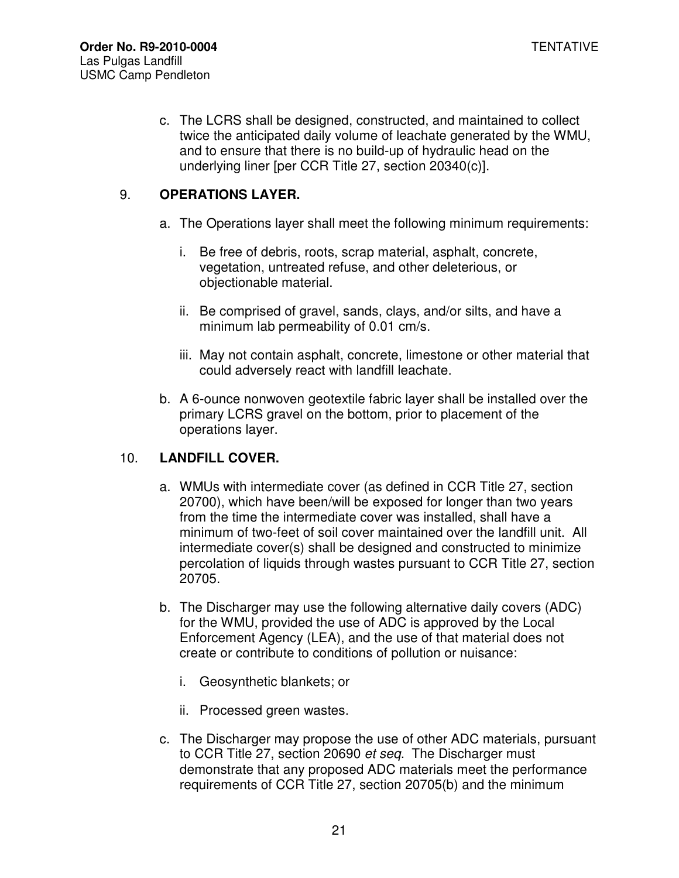c. The LCRS shall be designed, constructed, and maintained to collect twice the anticipated daily volume of leachate generated by the WMU, and to ensure that there is no build-up of hydraulic head on the underlying liner [per CCR Title 27, section 20340(c)].

9. **OPERATIONS LAYER.**

   a. The Operations layer shall meet the following minimum requirements:

      i. Be free of debris, roots, scrap material, asphalt, concrete, vegetation, untreated refuse, and other deleterious, or objectionable material.

      ii. Be comprised of gravel, sands, clays, and/or silts, and have a minimum lab permeability of 0.01 cm/s.

      iii. May not contain asphalt, concrete, limestone or other material that could adversely react with landfill leachate.

   b. A 6-ounce nonwoven geotextile fabric layer shall be installed over the primary LCRS gravel on the bottom, prior to placement of the operations layer.

10. **LANDFILL COVER.**

   a. WMUs with intermediate cover (as defined in CCR Title 27, section 20700), which have been/will be exposed for longer than two years from the time the intermediate cover was installed, shall have a minimum of two-feet of soil cover maintained over the landfill unit. All intermediate cover(s) shall be designed and constructed to minimize percolation of liquids through wastes pursuant to CCR Title 27, section 20705.

   b. The Discharger may use the following alternative daily covers (ADC) for the WMU, provided the use of ADC is approved by the Local Enforcement Agency (LEA), and the use of that material does not create or contribute to conditions of pollution or nuisance:

      i. Geosynthetic blankets; or

      ii. Processed green wastes.

   c. The Discharger may propose the use of other ADC materials, pursuant to CCR Title 27, section 20690 *et seq*. The Discharger must demonstrate that any proposed ADC materials meet the performance requirements of CCR Title 27, section 20705(b) and the minimum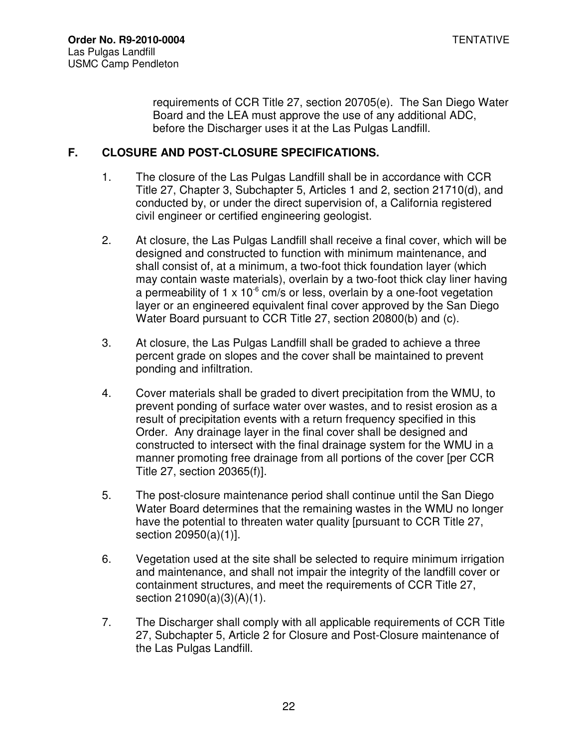requirements of CCR Title 27, section 20705(e). The San Diego Water Board and the LEA must approve the use of any additional ADC, before the Discharger uses it at the Las Pulgas Landfill.

## F. CLOSURE AND POST-CLOSURE SPECIFICATIONS.

1. The closure of the Las Pulgas Landfill shall be in accordance with CCR Title 27, Chapter 3, Subchapter 5, Articles 1 and 2, section 21710(d), and conducted by, or under the direct supervision of, a California registered civil engineer or certified engineering geologist.

2. At closure, the Las Pulgas Landfill shall receive a final cover, which will be designed and constructed to function with minimum maintenance, and shall consist of, at a minimum, a two-foot thick foundation layer (which may contain waste materials), overlain by a two-foot thick clay liner having a permeability of $1 \times 10^{-6}$ cm/s or less, overlain by a one-foot vegetation layer or an engineered equivalent final cover approved by the San Diego Water Board pursuant to CCR Title 27, section 20800(b) and (c).

3. At closure, the Las Pulgas Landfill shall be graded to achieve a three percent grade on slopes and the cover shall be maintained to prevent ponding and infiltration.

4. Cover materials shall be graded to divert precipitation from the WMU, to prevent ponding of surface water over wastes, and to resist erosion as a result of precipitation events with a return frequency specified in this Order. Any drainage layer in the final cover shall be designed and constructed to intersect with the final drainage system for the WMU in a manner promoting free drainage from all portions of the cover [per CCR Title 27, section 20365(f)].

5. The post-closure maintenance period shall continue until the San Diego Water Board determines that the remaining wastes in the WMU no longer have the potential to threaten water quality [pursuant to CCR Title 27, section 20950(a)(1)].

6. Vegetation used at the site shall be selected to require minimum irrigation and maintenance, and shall not impair the integrity of the landfill cover or containment structures, and meet the requirements of CCR Title 27, section 21090(a)(3)(A)(1).

7. The Discharger shall comply with all applicable requirements of CCR Title 27, Subchapter 5, Article 2 for Closure and Post-Closure maintenance of the Las Pulgas Landfill.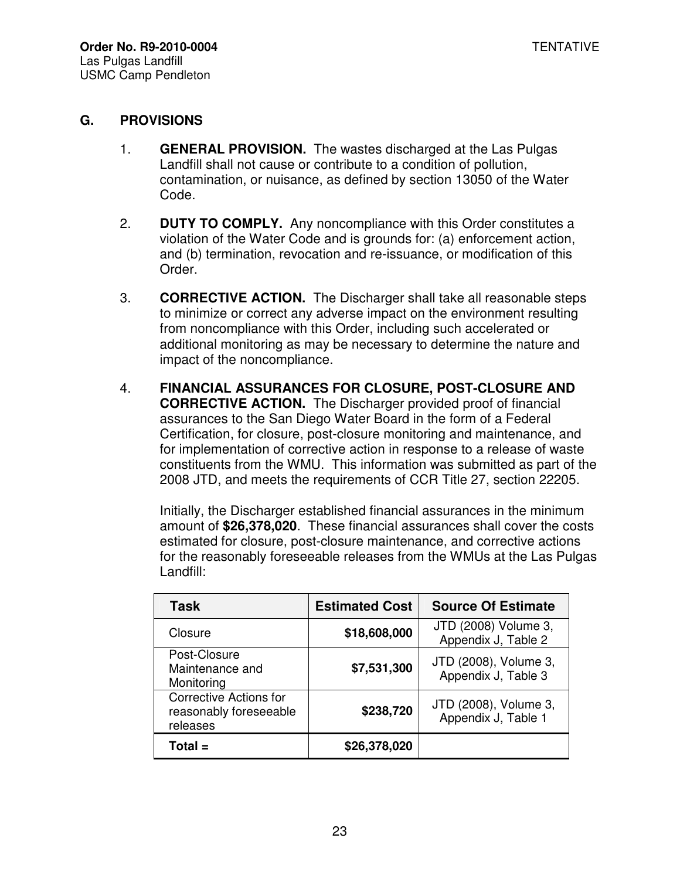## G. PROVISIONS

1. **GENERAL PROVISION.** The wastes discharged at the Las Pulgas Landfill shall not cause or contribute to a condition of pollution, contamination, or nuisance, as defined by section 13050 of the Water Code.

2. **DUTY TO COMPLY.** Any noncompliance with this Order constitutes a violation of the Water Code and is grounds for: (a) enforcement action, and (b) termination, revocation and re-issuance, or modification of this Order.

3. **CORRECTIVE ACTION.** The Discharger shall take all reasonable steps to minimize or correct any adverse impact on the environment resulting from noncompliance with this Order, including such accelerated or additional monitoring as may be necessary to determine the nature and impact of the noncompliance.

4. **FINANCIAL ASSURANCES FOR CLOSURE, POST-CLOSURE AND CORRECTIVE ACTION.** The Discharger provided proof of financial assurances to the San Diego Water Board in the form of a Federal Certification, for closure, post-closure monitoring and maintenance, and for implementation of corrective action in response to a release of waste constituents from the WMU. This information was submitted as part of the 2008 JTD, and meets the requirements of CCR Title 27, section 22205.

   Initially, the Discharger established financial assurances in the minimum amount of **$26,378,020**. These financial assurances shall cover the costs estimated for closure, post-closure maintenance, and corrective actions for the reasonably foreseeable releases from the WMUs at the Las Pulgas Landfill:

| Task | Estimated Cost | Source Of Estimate |
|---|---|---|
| Closure | **$18,608,000** | JTD (2008) Volume 3, Appendix J, Table 2 |
| Post-Closure Maintenance and Monitoring | **$7,531,300** | JTD (2008), Volume 3, Appendix J, Table 3 |
| Corrective Actions for reasonably foreseeable releases | **$238,720** | JTD (2008), Volume 3, Appendix J, Table 1 |
| **Total =** | **$26,378,020** | |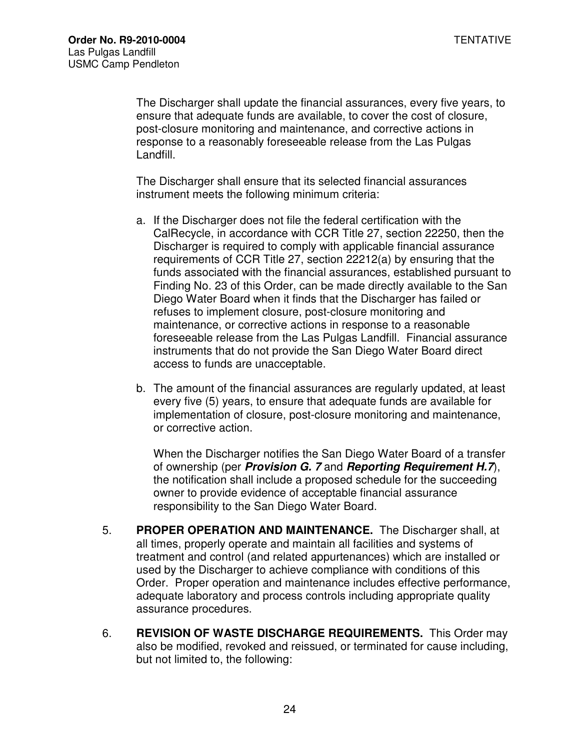The Discharger shall update the financial assurances, every five years, to ensure that adequate funds are available, to cover the cost of closure, post-closure monitoring and maintenance, and corrective actions in response to a reasonably foreseeable release from the Las Pulgas Landfill.

The Discharger shall ensure that its selected financial assurances instrument meets the following minimum criteria:

a. If the Discharger does not file the federal certification with the CalRecycle, in accordance with CCR Title 27, section 22250, then the Discharger is required to comply with applicable financial assurance requirements of CCR Title 27, section 22212(a) by ensuring that the funds associated with the financial assurances, established pursuant to Finding No. 23 of this Order, can be made directly available to the San Diego Water Board when it finds that the Discharger has failed or refuses to implement closure, post-closure monitoring and maintenance, or corrective actions in response to a reasonable foreseeable release from the Las Pulgas Landfill. Financial assurance instruments that do not provide the San Diego Water Board direct access to funds are unacceptable.

b. The amount of the financial assurances are regularly updated, at least every five (5) years, to ensure that adequate funds are available for implementation of closure, post-closure monitoring and maintenance, or corrective action.

   When the Discharger notifies the San Diego Water Board of a transfer of ownership (per ***Provision G. 7*** and ***Reporting Requirement H.7***), the notification shall include a proposed schedule for the succeeding owner to provide evidence of acceptable financial assurance responsibility to the San Diego Water Board.

5. **PROPER OPERATION AND MAINTENANCE.** The Discharger shall, at all times, properly operate and maintain all facilities and systems of treatment and control (and related appurtenances) which are installed or used by the Discharger to achieve compliance with conditions of this Order. Proper operation and maintenance includes effective performance, adequate laboratory and process controls including appropriate quality assurance procedures.

6. **REVISION OF WASTE DISCHARGE REQUIREMENTS.** This Order may also be modified, revoked and reissued, or terminated for cause including, but not limited to, the following: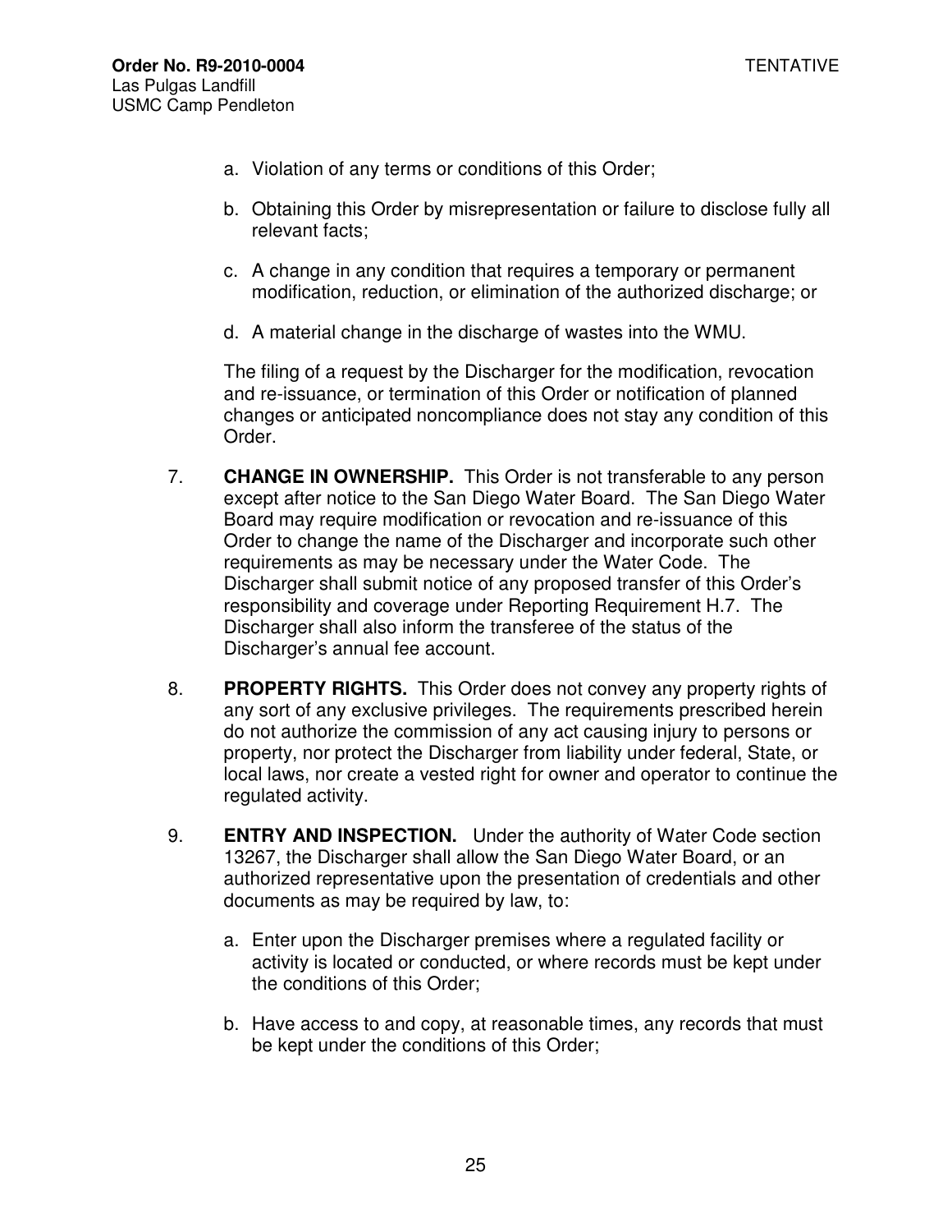a. Violation of any terms or conditions of this Order;

b. Obtaining this Order by misrepresentation or failure to disclose fully all relevant facts;

c. A change in any condition that requires a temporary or permanent modification, reduction, or elimination of the authorized discharge; or

d. A material change in the discharge of wastes into the WMU.

The filing of a request by the Discharger for the modification, revocation and re-issuance, or termination of this Order or notification of planned changes or anticipated noncompliance does not stay any condition of this Order.

7. **CHANGE IN OWNERSHIP.** This Order is not transferable to any person except after notice to the San Diego Water Board. The San Diego Water Board may require modification or revocation and re-issuance of this Order to change the name of the Discharger and incorporate such other requirements as may be necessary under the Water Code. The Discharger shall submit notice of any proposed transfer of this Order's responsibility and coverage under Reporting Requirement H.7. The Discharger shall also inform the transferee of the status of the Discharger's annual fee account.

8. **PROPERTY RIGHTS.** This Order does not convey any property rights of any sort of any exclusive privileges. The requirements prescribed herein do not authorize the commission of any act causing injury to persons or property, nor protect the Discharger from liability under federal, State, or local laws, nor create a vested right for owner and operator to continue the regulated activity.

9. **ENTRY AND INSPECTION.** Under the authority of Water Code section 13267, the Discharger shall allow the San Diego Water Board, or an authorized representative upon the presentation of credentials and other documents as may be required by law, to:

   a. Enter upon the Discharger premises where a regulated facility or activity is located or conducted, or where records must be kept under the conditions of this Order;

   b. Have access to and copy, at reasonable times, any records that must be kept under the conditions of this Order;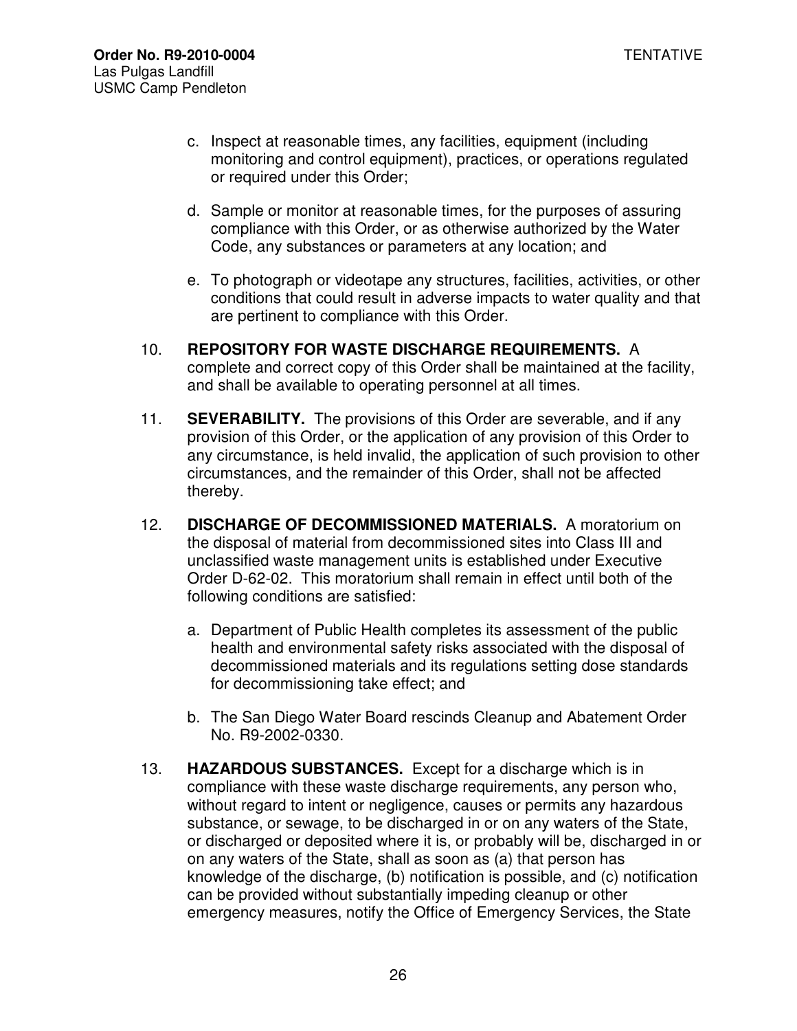c. Inspect at reasonable times, any facilities, equipment (including monitoring and control equipment), practices, or operations regulated or required under this Order;

d. Sample or monitor at reasonable times, for the purposes of assuring compliance with this Order, or as otherwise authorized by the Water Code, any substances or parameters at any location; and

e. To photograph or videotape any structures, facilities, activities, or other conditions that could result in adverse impacts to water quality and that are pertinent to compliance with this Order.

10. **REPOSITORY FOR WASTE DISCHARGE REQUIREMENTS.** A complete and correct copy of this Order shall be maintained at the facility, and shall be available to operating personnel at all times.

11. **SEVERABILITY.** The provisions of this Order are severable, and if any provision of this Order, or the application of any provision of this Order to any circumstance, is held invalid, the application of such provision to other circumstances, and the remainder of this Order, shall not be affected thereby.

12. **DISCHARGE OF DECOMMISSIONED MATERIALS.** A moratorium on the disposal of material from decommissioned sites into Class III and unclassified waste management units is established under Executive Order D-62-02. This moratorium shall remain in effect until both of the following conditions are satisfied:

    a. Department of Public Health completes its assessment of the public health and environmental safety risks associated with the disposal of decommissioned materials and its regulations setting dose standards for decommissioning take effect; and

    b. The San Diego Water Board rescinds Cleanup and Abatement Order No. R9-2002-0330.

13. **HAZARDOUS SUBSTANCES.** Except for a discharge which is in compliance with these waste discharge requirements, any person who, without regard to intent or negligence, causes or permits any hazardous substance, or sewage, to be discharged in or on any waters of the State, or discharged or deposited where it is, or probably will be, discharged in or on any waters of the State, shall as soon as (a) that person has knowledge of the discharge, (b) notification is possible, and (c) notification can be provided without substantially impeding cleanup or other emergency measures, notify the Office of Emergency Services, the State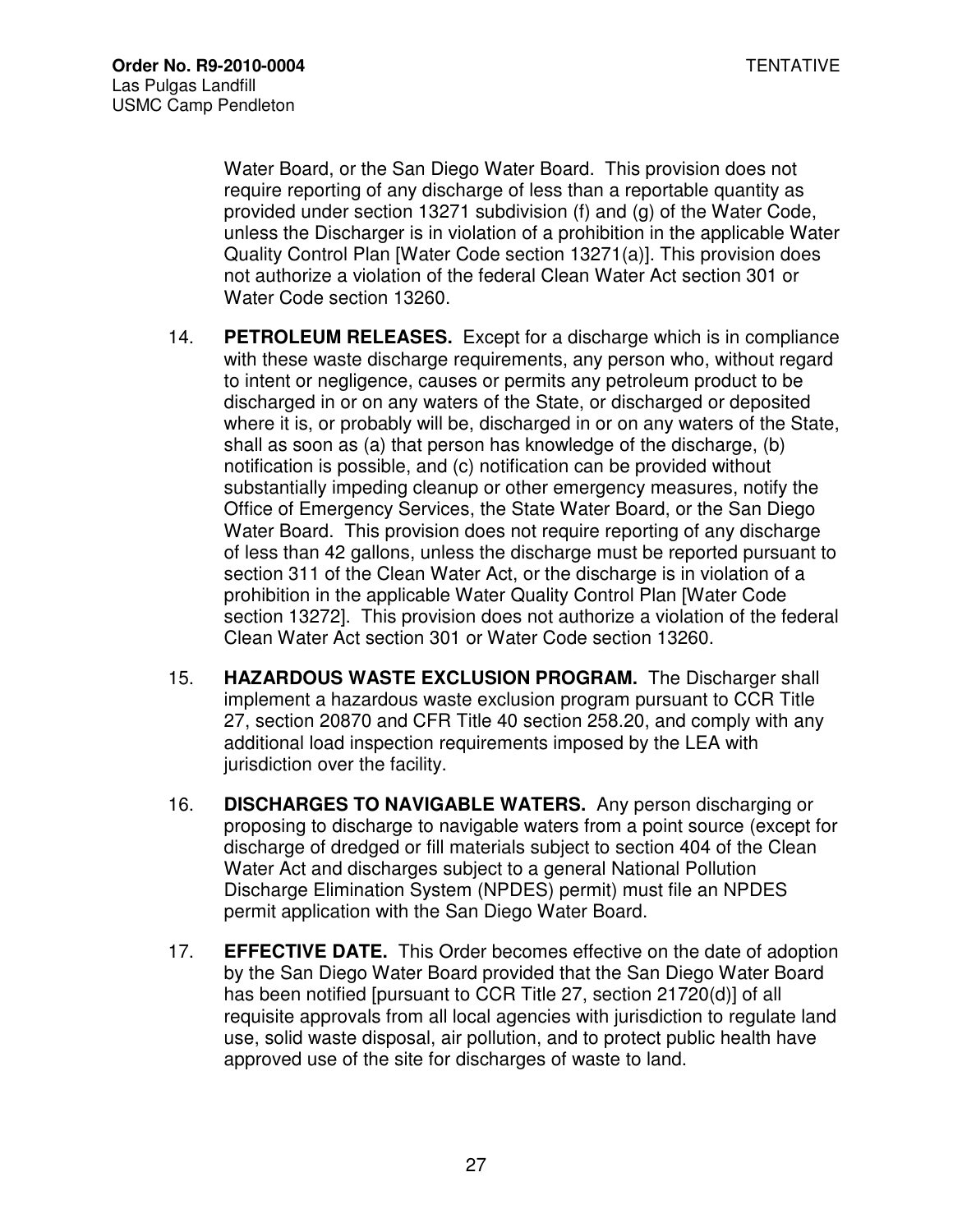Water Board, or the San Diego Water Board. This provision does not require reporting of any discharge of less than a reportable quantity as provided under section 13271 subdivision (f) and (g) of the Water Code, unless the Discharger is in violation of a prohibition in the applicable Water Quality Control Plan [Water Code section 13271(a)]. This provision does not authorize a violation of the federal Clean Water Act section 301 or Water Code section 13260.

14. **PETROLEUM RELEASES.** Except for a discharge which is in compliance with these waste discharge requirements, any person who, without regard to intent or negligence, causes or permits any petroleum product to be discharged in or on any waters of the State, or discharged or deposited where it is, or probably will be, discharged in or on any waters of the State, shall as soon as (a) that person has knowledge of the discharge, (b) notification is possible, and (c) notification can be provided without substantially impeding cleanup or other emergency measures, notify the Office of Emergency Services, the State Water Board, or the San Diego Water Board. This provision does not require reporting of any discharge of less than 42 gallons, unless the discharge must be reported pursuant to section 311 of the Clean Water Act, or the discharge is in violation of a prohibition in the applicable Water Quality Control Plan [Water Code section 13272]. This provision does not authorize a violation of the federal Clean Water Act section 301 or Water Code section 13260.

15. **HAZARDOUS WASTE EXCLUSION PROGRAM.** The Discharger shall implement a hazardous waste exclusion program pursuant to CCR Title 27, section 20870 and CFR Title 40 section 258.20, and comply with any additional load inspection requirements imposed by the LEA with jurisdiction over the facility.

16. **DISCHARGES TO NAVIGABLE WATERS.** Any person discharging or proposing to discharge to navigable waters from a point source (except for discharge of dredged or fill materials subject to section 404 of the Clean Water Act and discharges subject to a general National Pollution Discharge Elimination System (NPDES) permit) must file an NPDES permit application with the San Diego Water Board.

17. **EFFECTIVE DATE.** This Order becomes effective on the date of adoption by the San Diego Water Board provided that the San Diego Water Board has been notified [pursuant to CCR Title 27, section 21720(d)] of all requisite approvals from all local agencies with jurisdiction to regulate land use, solid waste disposal, air pollution, and to protect public health have approved use of the site for discharges of waste to land.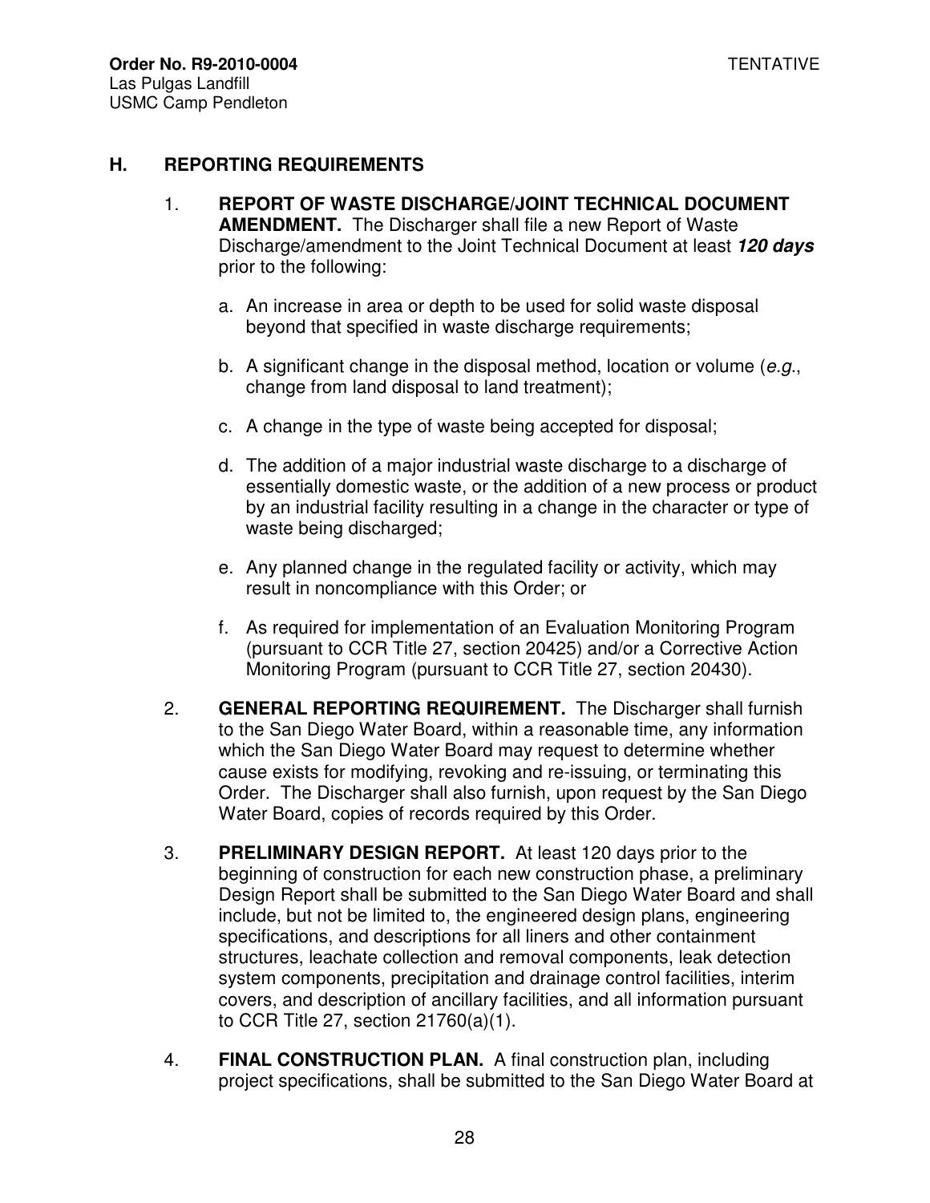## H. REPORTING REQUIREMENTS

1. **REPORT OF WASTE DISCHARGE/JOINT TECHNICAL DOCUMENT AMENDMENT.** The Discharger shall file a new Report of Waste Discharge/amendment to the Joint Technical Document at least ***120 days*** prior to the following:

   a. An increase in area or depth to be used for solid waste disposal beyond that specified in waste discharge requirements;

   b. A significant change in the disposal method, location or volume (*e.g.*, change from land disposal to land treatment);

   c. A change in the type of waste being accepted for disposal;

   d. The addition of a major industrial waste discharge to a discharge of essentially domestic waste, or the addition of a new process or product by an industrial facility resulting in a change in the character or type of waste being discharged;

   e. Any planned change in the regulated facility or activity, which may result in noncompliance with this Order; or

   f. As required for implementation of an Evaluation Monitoring Program (pursuant to CCR Title 27, section 20425) and/or a Corrective Action Monitoring Program (pursuant to CCR Title 27, section 20430).

2. **GENERAL REPORTING REQUIREMENT.** The Discharger shall furnish to the San Diego Water Board, within a reasonable time, any information which the San Diego Water Board may request to determine whether cause exists for modifying, revoking and re-issuing, or terminating this Order. The Discharger shall also furnish, upon request by the San Diego Water Board, copies of records required by this Order.

3. **PRELIMINARY DESIGN REPORT.** At least 120 days prior to the beginning of construction for each new construction phase, a preliminary Design Report shall be submitted to the San Diego Water Board and shall include, but not be limited to, the engineered design plans, engineering specifications, and descriptions for all liners and other containment structures, leachate collection and removal components, leak detection system components, precipitation and drainage control facilities, interim covers, and description of ancillary facilities, and all information pursuant to CCR Title 27, section 21760(a)(1).

4. **FINAL CONSTRUCTION PLAN.** A final construction plan, including project specifications, shall be submitted to the San Diego Water Board at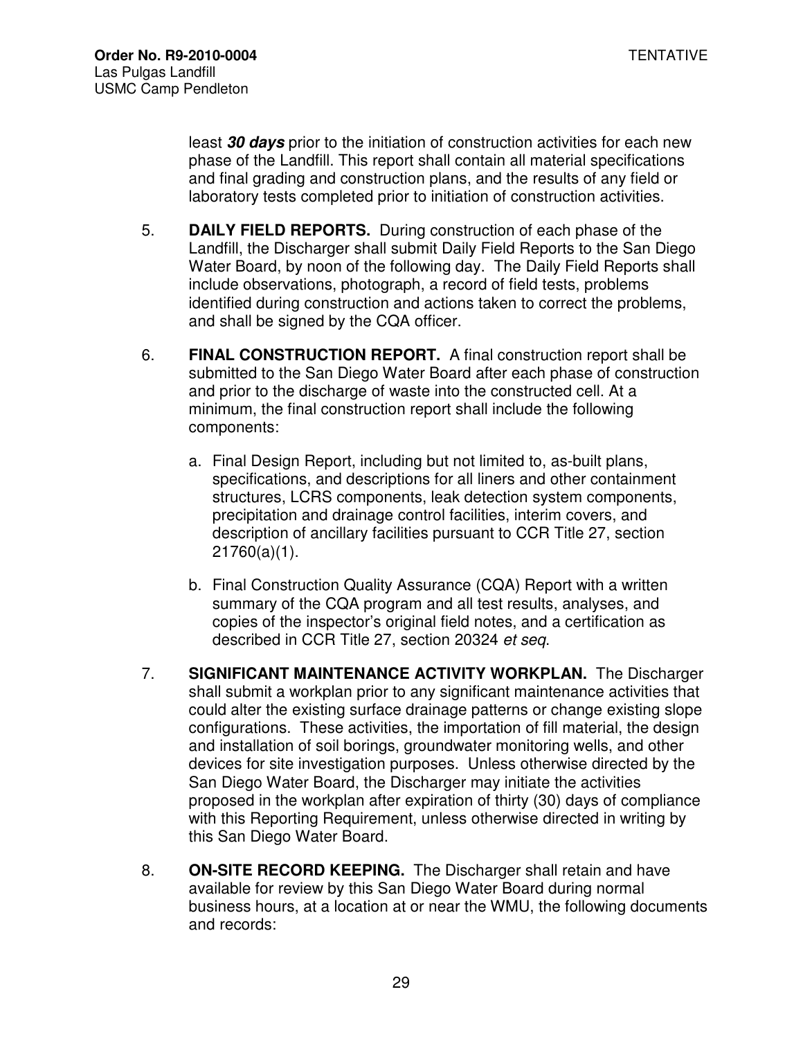least ***30 days*** prior to the initiation of construction activities for each new phase of the Landfill. This report shall contain all material specifications and final grading and construction plans, and the results of any field or laboratory tests completed prior to initiation of construction activities.

5. **DAILY FIELD REPORTS.** During construction of each phase of the Landfill, the Discharger shall submit Daily Field Reports to the San Diego Water Board, by noon of the following day. The Daily Field Reports shall include observations, photograph, a record of field tests, problems identified during construction and actions taken to correct the problems, and shall be signed by the CQA officer.

6. **FINAL CONSTRUCTION REPORT.** A final construction report shall be submitted to the San Diego Water Board after each phase of construction and prior to the discharge of waste into the constructed cell. At a minimum, the final construction report shall include the following components:

   a. Final Design Report, including but not limited to, as-built plans, specifications, and descriptions for all liners and other containment structures, LCRS components, leak detection system components, precipitation and drainage control facilities, interim covers, and description of ancillary facilities pursuant to CCR Title 27, section 21760(a)(1).

   b. Final Construction Quality Assurance (CQA) Report with a written summary of the CQA program and all test results, analyses, and copies of the inspector's original field notes, and a certification as described in CCR Title 27, section 20324 *et seq*.

7. **SIGNIFICANT MAINTENANCE ACTIVITY WORKPLAN.** The Discharger shall submit a workplan prior to any significant maintenance activities that could alter the existing surface drainage patterns or change existing slope configurations. These activities, the importation of fill material, the design and installation of soil borings, groundwater monitoring wells, and other devices for site investigation purposes. Unless otherwise directed by the San Diego Water Board, the Discharger may initiate the activities proposed in the workplan after expiration of thirty (30) days of compliance with this Reporting Requirement, unless otherwise directed in writing by this San Diego Water Board.

8. **ON-SITE RECORD KEEPING.** The Discharger shall retain and have available for review by this San Diego Water Board during normal business hours, at a location at or near the WMU, the following documents and records: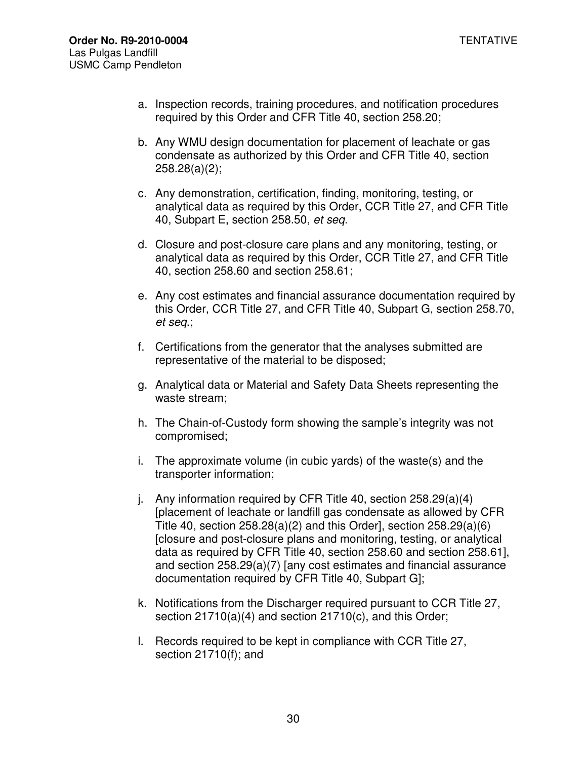a. Inspection records, training procedures, and notification procedures required by this Order and CFR Title 40, section 258.20;

b. Any WMU design documentation for placement of leachate or gas condensate as authorized by this Order and CFR Title 40, section 258.28(a)(2);

c. Any demonstration, certification, finding, monitoring, testing, or analytical data as required by this Order, CCR Title 27, and CFR Title 40, Subpart E, section 258.50, *et seq.*

d. Closure and post-closure care plans and any monitoring, testing, or analytical data as required by this Order, CCR Title 27, and CFR Title 40, section 258.60 and section 258.61;

e. Any cost estimates and financial assurance documentation required by this Order, CCR Title 27, and CFR Title 40, Subpart G, section 258.70, *et seq.*;

f. Certifications from the generator that the analyses submitted are representative of the material to be disposed;

g. Analytical data or Material and Safety Data Sheets representing the waste stream;

h. The Chain-of-Custody form showing the sample's integrity was not compromised;

i. The approximate volume (in cubic yards) of the waste(s) and the transporter information;

j. Any information required by CFR Title 40, section 258.29(a)(4) [placement of leachate or landfill gas condensate as allowed by CFR Title 40, section 258.28(a)(2) and this Order], section 258.29(a)(6) [closure and post-closure plans and monitoring, testing, or analytical data as required by CFR Title 40, section 258.60 and section 258.61], and section 258.29(a)(7) [any cost estimates and financial assurance documentation required by CFR Title 40, Subpart G];

k. Notifications from the Discharger required pursuant to CCR Title 27, section 21710(a)(4) and section 21710(c), and this Order;

l. Records required to be kept in compliance with CCR Title 27, section 21710(f); and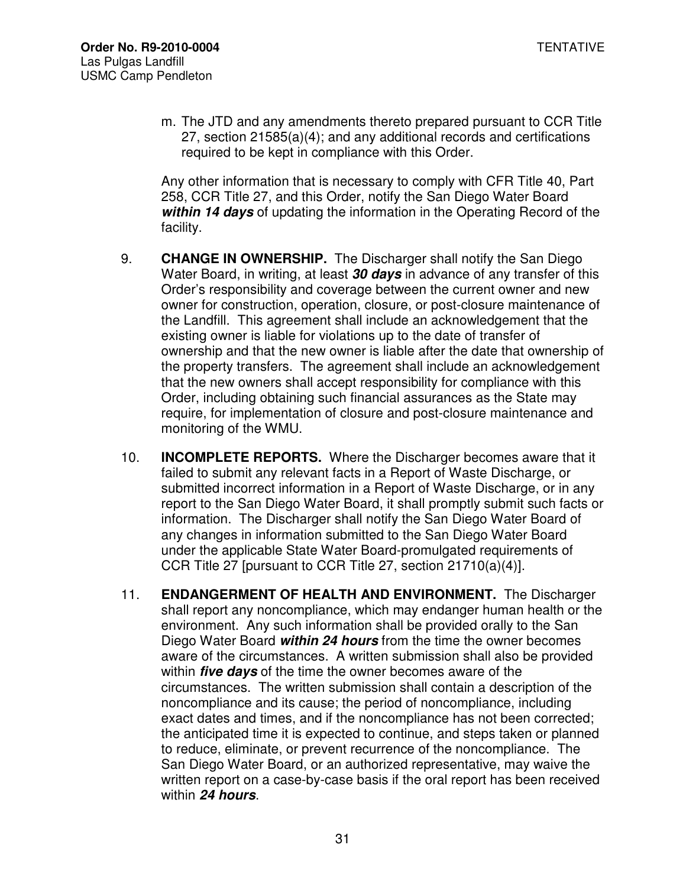m. The JTD and any amendments thereto prepared pursuant to CCR Title 27, section 21585(a)(4); and any additional records and certifications required to be kept in compliance with this Order.

Any other information that is necessary to comply with CFR Title 40, Part 258, CCR Title 27, and this Order, notify the San Diego Water Board ***within 14 days*** of updating the information in the Operating Record of the facility.

9. **CHANGE IN OWNERSHIP.** The Discharger shall notify the San Diego Water Board, in writing, at least ***30 days*** in advance of any transfer of this Order's responsibility and coverage between the current owner and new owner for construction, operation, closure, or post-closure maintenance of the Landfill. This agreement shall include an acknowledgement that the existing owner is liable for violations up to the date of transfer of ownership and that the new owner is liable after the date that ownership of the property transfers. The agreement shall include an acknowledgement that the new owners shall accept responsibility for compliance with this Order, including obtaining such financial assurances as the State may require, for implementation of closure and post-closure maintenance and monitoring of the WMU.

10. **INCOMPLETE REPORTS.** Where the Discharger becomes aware that it failed to submit any relevant facts in a Report of Waste Discharge, or submitted incorrect information in a Report of Waste Discharge, or in any report to the San Diego Water Board, it shall promptly submit such facts or information. The Discharger shall notify the San Diego Water Board of any changes in information submitted to the San Diego Water Board under the applicable State Water Board-promulgated requirements of CCR Title 27 [pursuant to CCR Title 27, section 21710(a)(4)].

11. **ENDANGERMENT OF HEALTH AND ENVIRONMENT.** The Discharger shall report any noncompliance, which may endanger human health or the environment. Any such information shall be provided orally to the San Diego Water Board ***within 24 hours*** from the time the owner becomes aware of the circumstances. A written submission shall also be provided within ***five days*** of the time the owner becomes aware of the circumstances. The written submission shall contain a description of the noncompliance and its cause; the period of noncompliance, including exact dates and times, and if the noncompliance has not been corrected; the anticipated time it is expected to continue, and steps taken or planned to reduce, eliminate, or prevent recurrence of the noncompliance. The San Diego Water Board, or an authorized representative, may waive the written report on a case-by-case basis if the oral report has been received within ***24 hours***.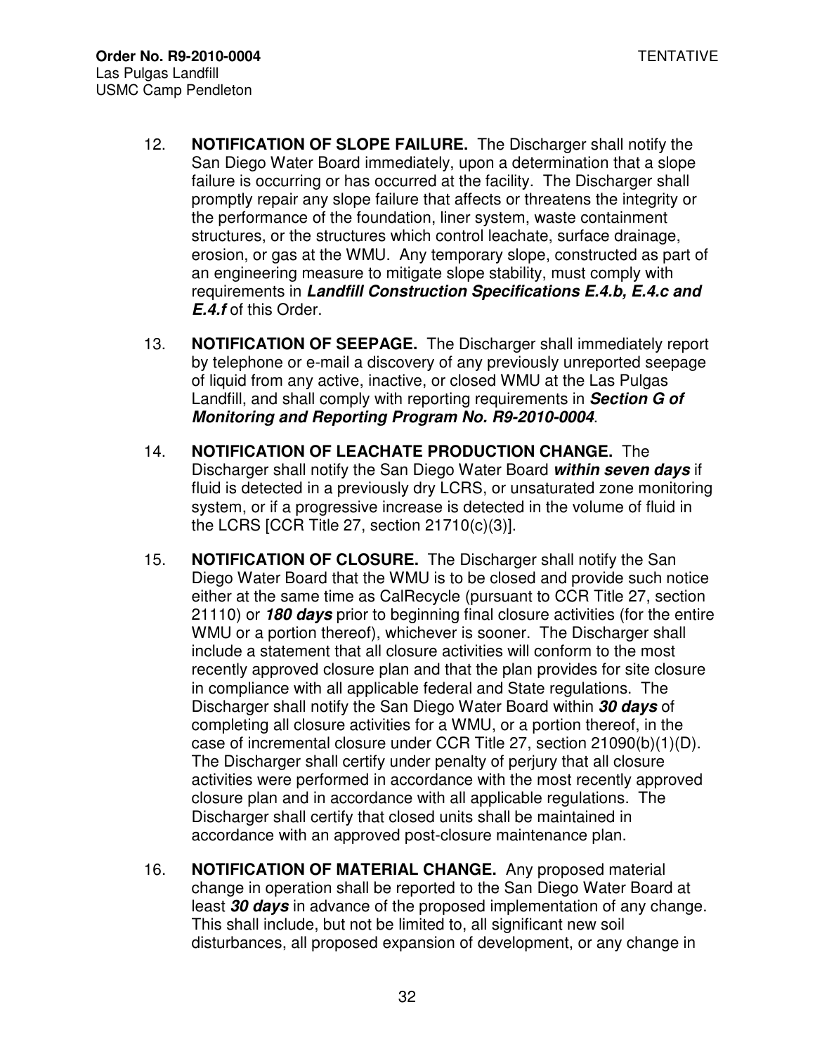12. **NOTIFICATION OF SLOPE FAILURE.** The Discharger shall notify the San Diego Water Board immediately, upon a determination that a slope failure is occurring or has occurred at the facility. The Discharger shall promptly repair any slope failure that affects or threatens the integrity or the performance of the foundation, liner system, waste containment structures, or the structures which control leachate, surface drainage, erosion, or gas at the WMU. Any temporary slope, constructed as part of an engineering measure to mitigate slope stability, must comply with requirements in ***Landfill Construction Specifications E.4.b, E.4.c and E.4.f*** of this Order.

13. **NOTIFICATION OF SEEPAGE.** The Discharger shall immediately report by telephone or e-mail a discovery of any previously unreported seepage of liquid from any active, inactive, or closed WMU at the Las Pulgas Landfill, and shall comply with reporting requirements in ***Section G of Monitoring and Reporting Program No. R9-2010-0004***.

14. **NOTIFICATION OF LEACHATE PRODUCTION CHANGE.** The Discharger shall notify the San Diego Water Board ***within seven days*** if fluid is detected in a previously dry LCRS, or unsaturated zone monitoring system, or if a progressive increase is detected in the volume of fluid in the LCRS [CCR Title 27, section 21710(c)(3)].

15. **NOTIFICATION OF CLOSURE.** The Discharger shall notify the San Diego Water Board that the WMU is to be closed and provide such notice either at the same time as CalRecycle (pursuant to CCR Title 27, section 21110) or ***180 days*** prior to beginning final closure activities (for the entire WMU or a portion thereof), whichever is sooner. The Discharger shall include a statement that all closure activities will conform to the most recently approved closure plan and that the plan provides for site closure in compliance with all applicable federal and State regulations. The Discharger shall notify the San Diego Water Board within ***30 days*** of completing all closure activities for a WMU, or a portion thereof, in the case of incremental closure under CCR Title 27, section 21090(b)(1)(D). The Discharger shall certify under penalty of perjury that all closure activities were performed in accordance with the most recently approved closure plan and in accordance with all applicable regulations. The Discharger shall certify that closed units shall be maintained in accordance with an approved post-closure maintenance plan.

16. **NOTIFICATION OF MATERIAL CHANGE.** Any proposed material change in operation shall be reported to the San Diego Water Board at least ***30 days*** in advance of the proposed implementation of any change. This shall include, but not be limited to, all significant new soil disturbances, all proposed expansion of development, or any change in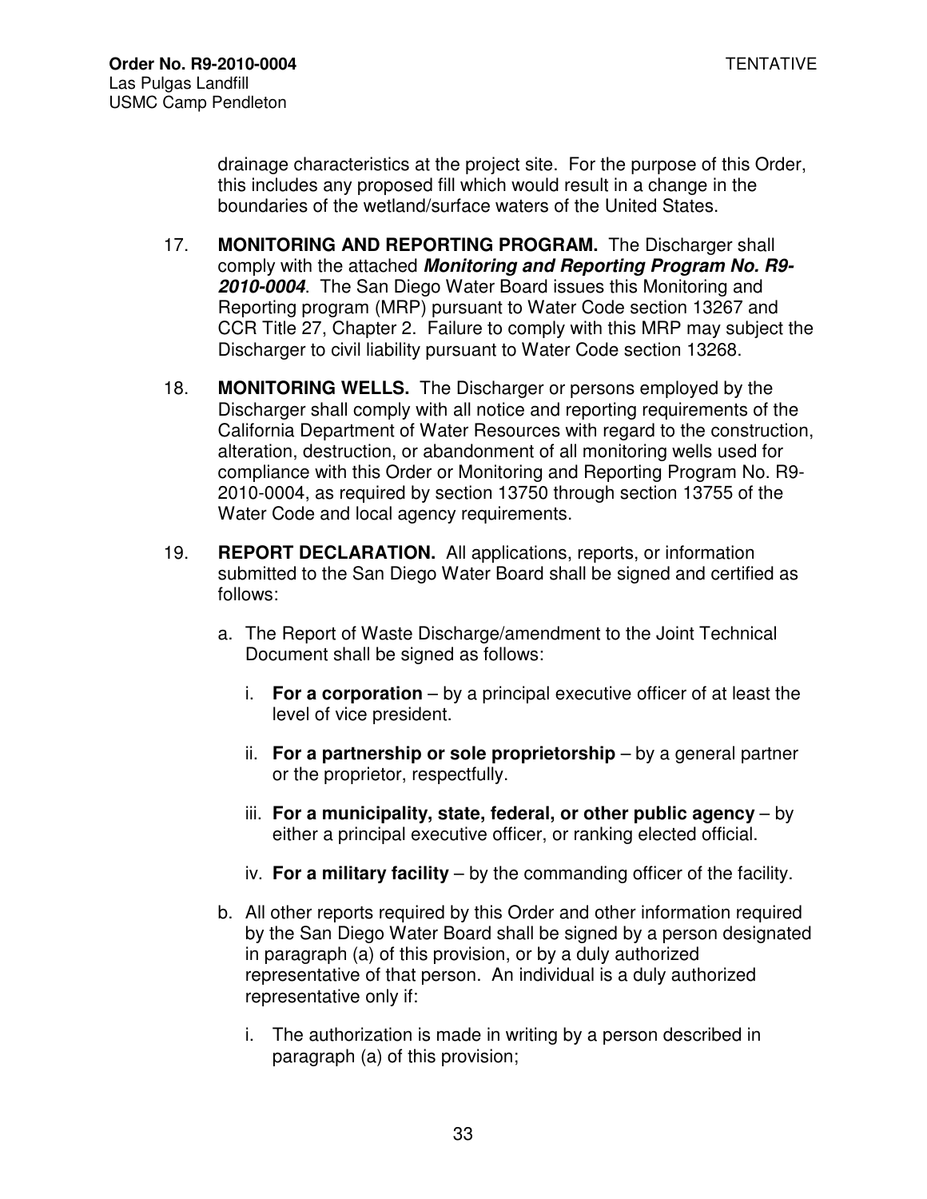drainage characteristics at the project site. For the purpose of this Order, this includes any proposed fill which would result in a change in the boundaries of the wetland/surface waters of the United States.

17. **MONITORING AND REPORTING PROGRAM.** The Discharger shall comply with the attached ***Monitoring and Reporting Program No. R9-2010-0004***. The San Diego Water Board issues this Monitoring and Reporting program (MRP) pursuant to Water Code section 13267 and CCR Title 27, Chapter 2. Failure to comply with this MRP may subject the Discharger to civil liability pursuant to Water Code section 13268.

18. **MONITORING WELLS.** The Discharger or persons employed by the Discharger shall comply with all notice and reporting requirements of the California Department of Water Resources with regard to the construction, alteration, destruction, or abandonment of all monitoring wells used for compliance with this Order or Monitoring and Reporting Program No. R9-2010-0004, as required by section 13750 through section 13755 of the Water Code and local agency requirements.

19. **REPORT DECLARATION.** All applications, reports, or information submitted to the San Diego Water Board shall be signed and certified as follows:

    a. The Report of Waste Discharge/amendment to the Joint Technical Document shall be signed as follows:

        i. **For a corporation** – by a principal executive officer of at least the level of vice president.

        ii. **For a partnership or sole proprietorship** – by a general partner or the proprietor, respectfully.

        iii. **For a municipality, state, federal, or other public agency** – by either a principal executive officer, or ranking elected official.

        iv. **For a military facility** – by the commanding officer of the facility.

    b. All other reports required by this Order and other information required by the San Diego Water Board shall be signed by a person designated in paragraph (a) of this provision, or by a duly authorized representative of that person. An individual is a duly authorized representative only if:

        i. The authorization is made in writing by a person described in paragraph (a) of this provision;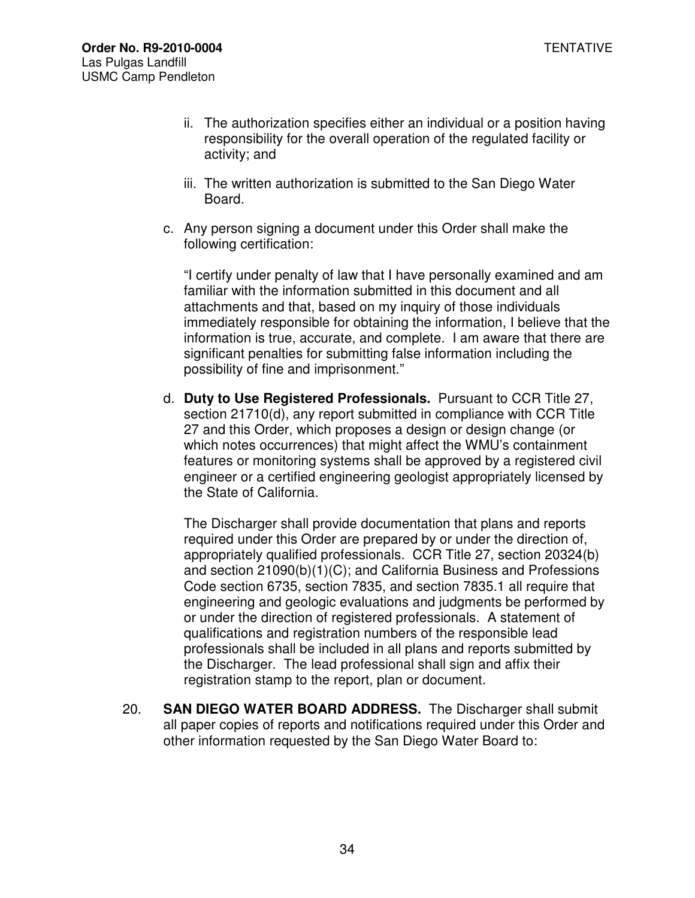ii. The authorization specifies either an individual or a position having responsibility for the overall operation of the regulated facility or activity; and

iii. The written authorization is submitted to the San Diego Water Board.

c. Any person signing a document under this Order shall make the following certification:

"I certify under penalty of law that I have personally examined and am familiar with the information submitted in this document and all attachments and that, based on my inquiry of those individuals immediately responsible for obtaining the information, I believe that the information is true, accurate, and complete. I am aware that there are significant penalties for submitting false information including the possibility of fine and imprisonment."

d. **Duty to Use Registered Professionals.** Pursuant to CCR Title 27, section 21710(d), any report submitted in compliance with CCR Title 27 and this Order, which proposes a design or design change (or which notes occurrences) that might affect the WMU's containment features or monitoring systems shall be approved by a registered civil engineer or a certified engineering geologist appropriately licensed by the State of California.

The Discharger shall provide documentation that plans and reports required under this Order are prepared by or under the direction of, appropriately qualified professionals. CCR Title 27, section 20324(b) and section 21090(b)(1)(C); and California Business and Professions Code section 6735, section 7835, and section 7835.1 all require that engineering and geologic evaluations and judgments be performed by or under the direction of registered professionals. A statement of qualifications and registration numbers of the responsible lead professionals shall be included in all plans and reports submitted by the Discharger. The lead professional shall sign and affix their registration stamp to the report, plan or document.

20. **SAN DIEGO WATER BOARD ADDRESS.** The Discharger shall submit all paper copies of reports and notifications required under this Order and other information requested by the San Diego Water Board to: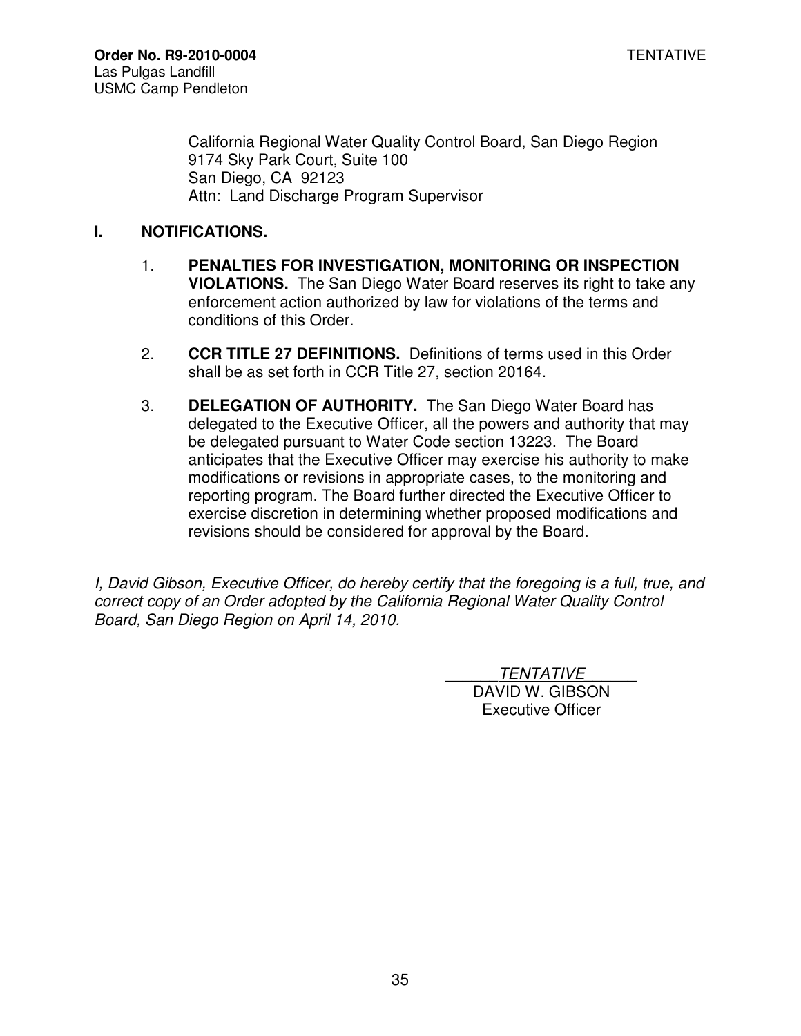California Regional Water Quality Control Board, San Diego Region
9174 Sky Park Court, Suite 100
San Diego, CA 92123
Attn: Land Discharge Program Supervisor

## I. NOTIFICATIONS.

1. **PENALTIES FOR INVESTIGATION, MONITORING OR INSPECTION VIOLATIONS.** The San Diego Water Board reserves its right to take any enforcement action authorized by law for violations of the terms and conditions of this Order.

2. **CCR TITLE 27 DEFINITIONS.** Definitions of terms used in this Order shall be as set forth in CCR Title 27, section 20164.

3. **DELEGATION OF AUTHORITY.** The San Diego Water Board has delegated to the Executive Officer, all the powers and authority that may be delegated pursuant to Water Code section 13223. The Board anticipates that the Executive Officer may exercise his authority to make modifications or revisions in appropriate cases, to the monitoring and reporting program. The Board further directed the Executive Officer to exercise discretion in determining whether proposed modifications and revisions should be considered for approval by the Board.

*I, David Gibson, Executive Officer, do hereby certify that the foregoing is a full, true, and correct copy of an Order adopted by the California Regional Water Quality Control Board, San Diego Region on April 14, 2010.*

*TENTATIVE*
DAVID W. GIBSON
Executive Officer